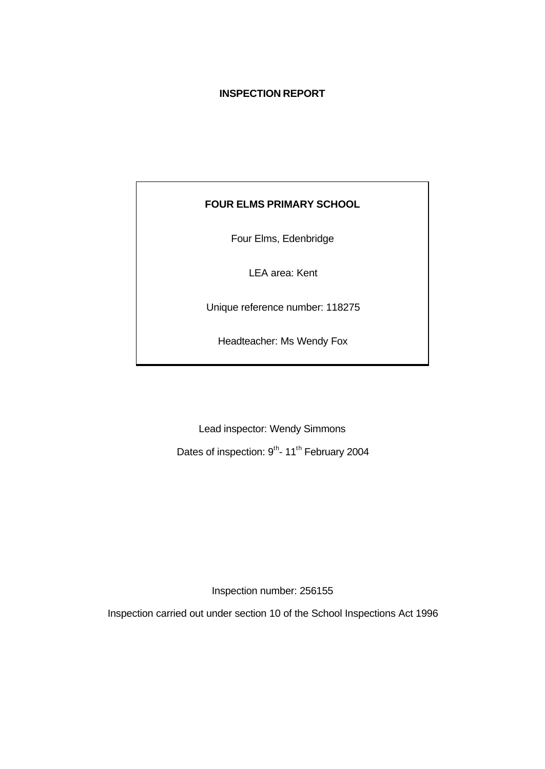# INSPECTION REPORT

**FOUR ELMS PRIMARY SCHOOL**

Four Elms, Edenbridge

LEA area: Kent

Unique reference number: 118275

Headteacher: Ms Wendy Fox

Lead inspector: Wendy Simmons

Dates of inspection: 9th - 11th February 2004

Inspection number: 256155

Inspection carried out under section 10 of the School Inspections Act 1996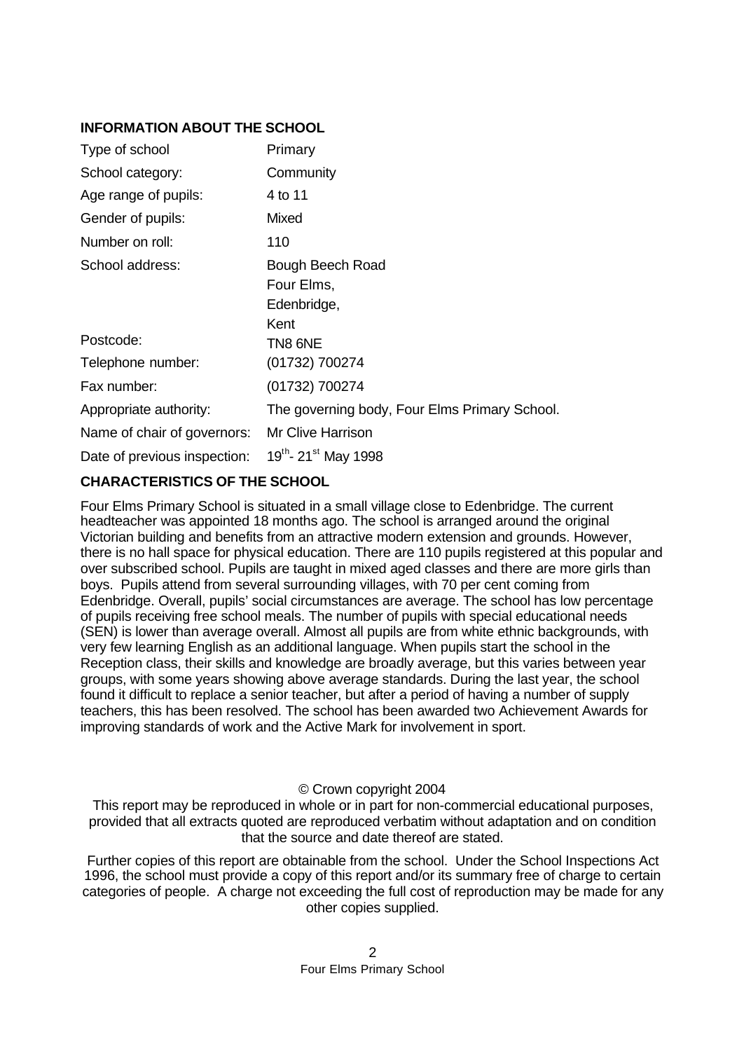## INFORMATION ABOUT THE SCHOOL

| | |
|---|---|
| Type of school | Primary |
| School category: | Community |
| Age range of pupils: | 4 to 11 |
| Gender of pupils: | Mixed |
| Number on roll: | 110 |
| School address: | Bough Beech Road<br>Four Elms,<br>Edenbridge,<br>Kent |
| Postcode: | TN8 6NE |
| Telephone number: | (01732) 700274 |
| Fax number: | (01732) 700274 |
| Appropriate authority: | The governing body, Four Elms Primary School. |
| Name of chair of governors: | Mr Clive Harrison |
| Date of previous inspection: | 19th- 21st May 1998 |

## CHARACTERISTICS OF THE SCHOOL

Four Elms Primary School is situated in a small village close to Edenbridge. The current headteacher was appointed 18 months ago. The school is arranged around the original Victorian building and benefits from an attractive modern extension and grounds. However, there is no hall space for physical education. There are 110 pupils registered at this popular and over subscribed school. Pupils are taught in mixed aged classes and there are more girls than boys. Pupils attend from several surrounding villages, with 70 per cent coming from Edenbridge. Overall, pupils' social circumstances are average. The school has low percentage of pupils receiving free school meals. The number of pupils with special educational needs (SEN) is lower than average overall. Almost all pupils are from white ethnic backgrounds, with very few learning English as an additional language. When pupils start the school in the Reception class, their skills and knowledge are broadly average, but this varies between year groups, with some years showing above average standards. During the last year, the school found it difficult to replace a senior teacher, but after a period of having a number of supply teachers, this has been resolved. The school has been awarded two Achievement Awards for improving standards of work and the Active Mark for involvement in sport.

© Crown copyright 2004

This report may be reproduced in whole or in part for non-commercial educational purposes, provided that all extracts quoted are reproduced verbatim without adaptation and on condition that the source and date thereof are stated.

Further copies of this report are obtainable from the school. Under the School Inspections Act 1996, the school must provide a copy of this report and/or its summary free of charge to certain categories of people. A charge not exceeding the full cost of reproduction may be made for any other copies supplied.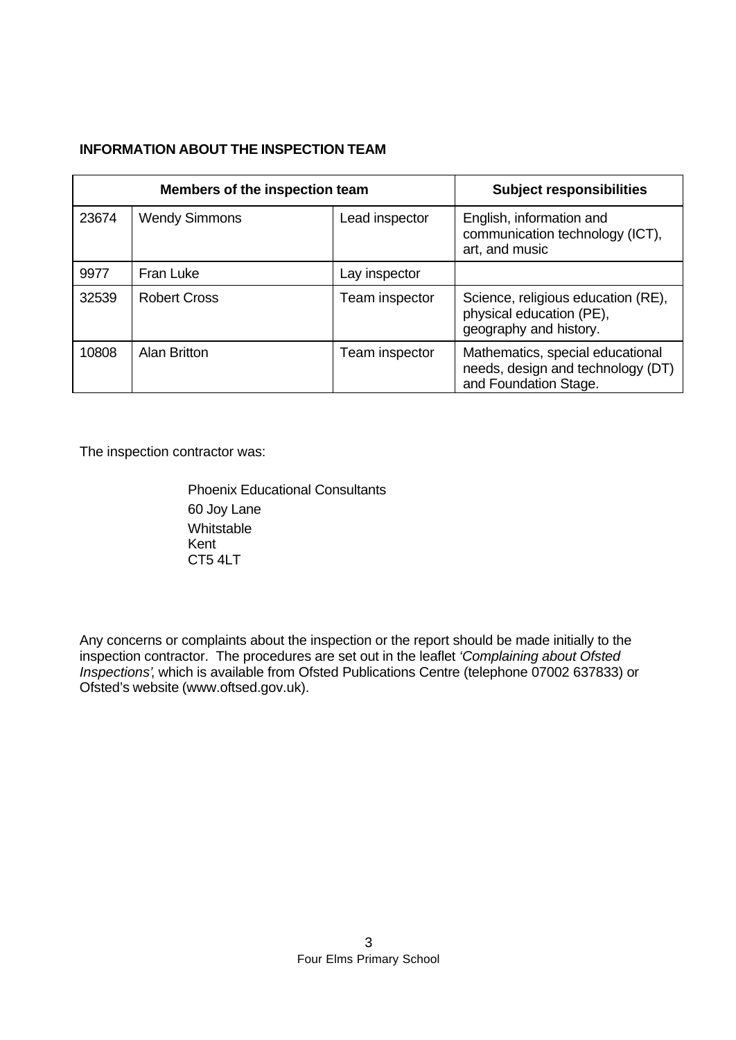## INFORMATION ABOUT THE INSPECTION TEAM

| Members of the inspection team | | | Subject responsibilities |
|---|---|---|---|
| 23674 | Wendy Simmons | Lead inspector | English, information and communication technology (ICT), art, and music |
| 9977 | Fran Luke | Lay inspector | |
| 32539 | Robert Cross | Team inspector | Science, religious education (RE), physical education (PE), geography and history. |
| 10808 | Alan Britton | Team inspector | Mathematics, special educational needs, design and technology (DT) and Foundation Stage. |

The inspection contractor was:

Phoenix Educational Consultants
60 Joy Lane
Whitstable
Kent
CT5 4LT

Any concerns or complaints about the inspection or the report should be made initially to the inspection contractor. The procedures are set out in the leaflet *'Complaining about Ofsted Inspections'*, which is available from Ofsted Publications Centre (telephone 07002 637833) or Ofsted's website (www.oftsed.gov.uk).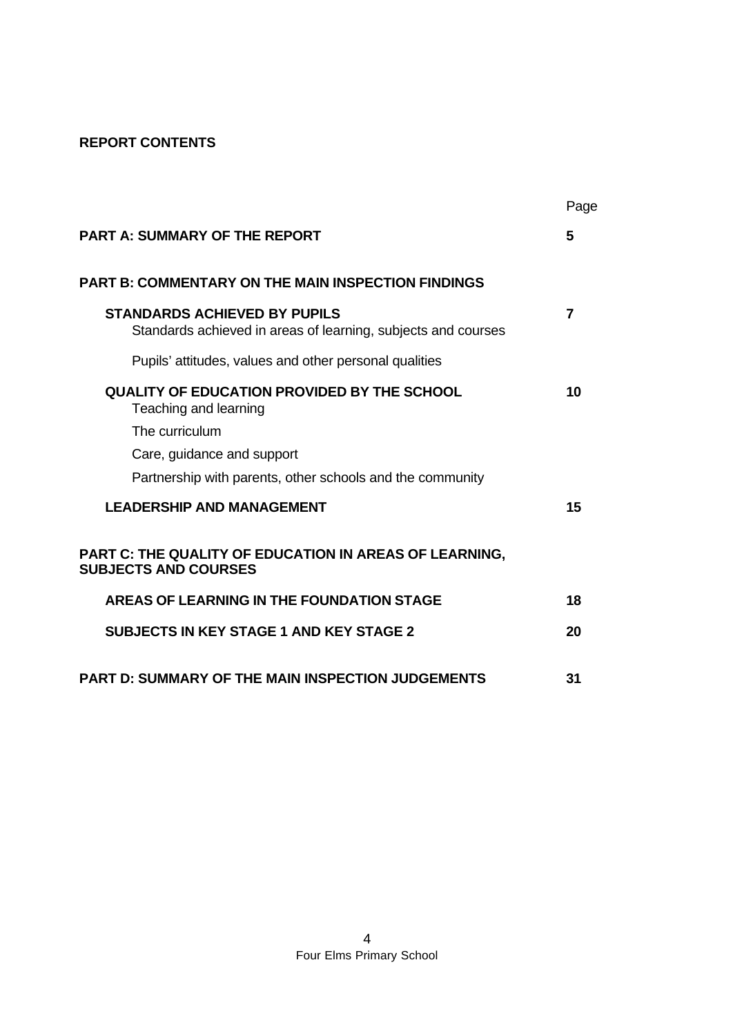**REPORT CONTENTS**

| | Page |
|---|---|
| **PART A: SUMMARY OF THE REPORT** | **5** |
| **PART B: COMMENTARY ON THE MAIN INSPECTION FINDINGS** | |
| **STANDARDS ACHIEVED BY PUPILS** | **7** |
| Standards achieved in areas of learning, subjects and courses | |
| Pupils' attitudes, values and other personal qualities | |
| **QUALITY OF EDUCATION PROVIDED BY THE SCHOOL** | **10** |
| Teaching and learning | |
| The curriculum | |
| Care, guidance and support | |
| Partnership with parents, other schools and the community | |
| **LEADERSHIP AND MANAGEMENT** | **15** |
| **PART C: THE QUALITY OF EDUCATION IN AREAS OF LEARNING, SUBJECTS AND COURSES** | |
| **AREAS OF LEARNING IN THE FOUNDATION STAGE** | **18** |
| **SUBJECTS IN KEY STAGE 1 AND KEY STAGE 2** | **20** |
| **PART D: SUMMARY OF THE MAIN INSPECTION JUDGEMENTS** | **31** |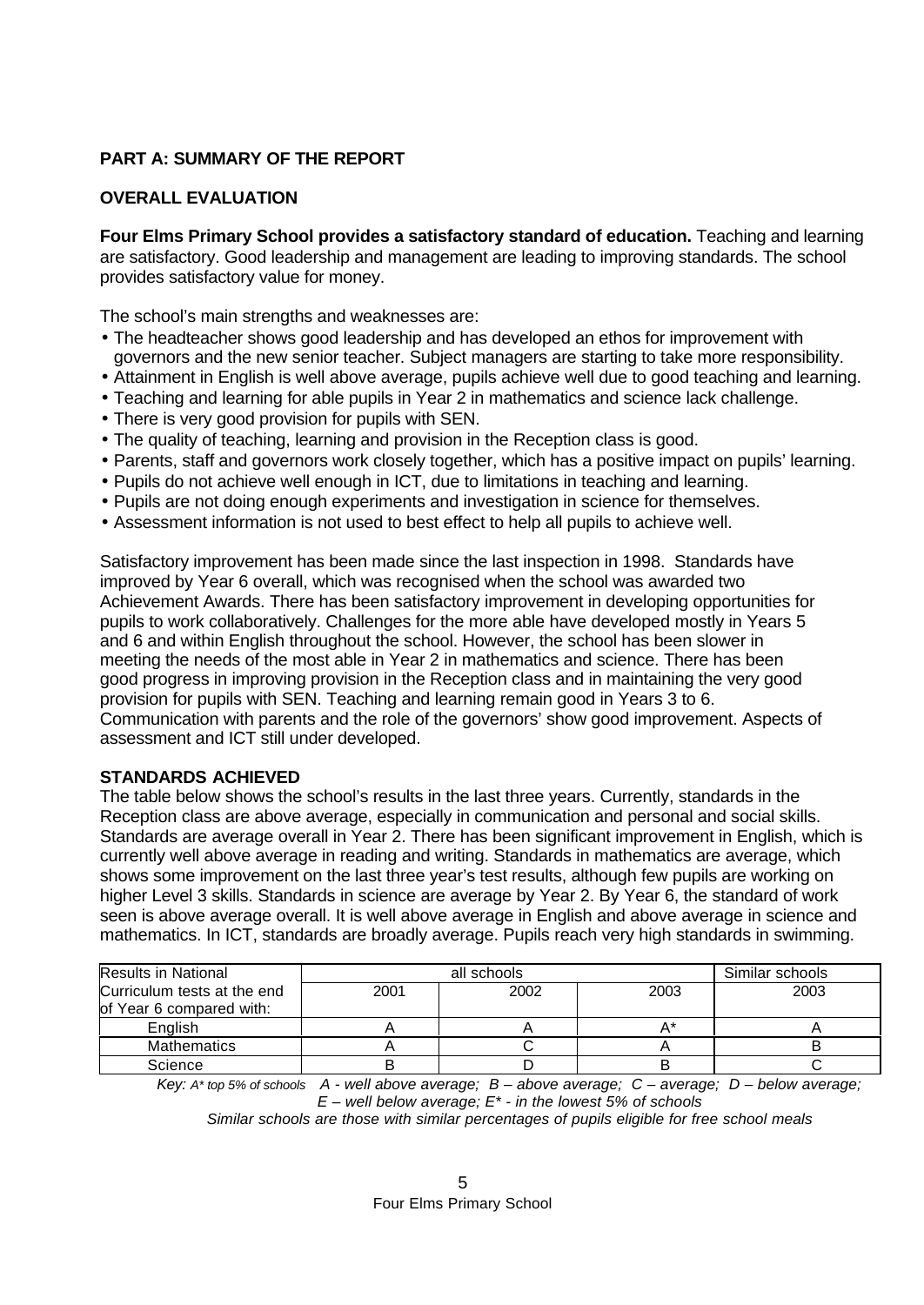## PART A: SUMMARY OF THE REPORT

### OVERALL EVALUATION

**Four Elms Primary School provides a satisfactory standard of education.** Teaching and learning are satisfactory. Good leadership and management are leading to improving standards. The school provides satisfactory value for money.

The school's main strengths and weaknesses are:

- The headteacher shows good leadership and has developed an ethos for improvement with governors and the new senior teacher. Subject managers are starting to take more responsibility.
- Attainment in English is well above average, pupils achieve well due to good teaching and learning.
- Teaching and learning for able pupils in Year 2 in mathematics and science lack challenge.
- There is very good provision for pupils with SEN.
- The quality of teaching, learning and provision in the Reception class is good.
- Parents, staff and governors work closely together, which has a positive impact on pupils' learning.
- Pupils do not achieve well enough in ICT, due to limitations in teaching and learning.
- Pupils are not doing enough experiments and investigation in science for themselves.
- Assessment information is not used to best effect to help all pupils to achieve well.

Satisfactory improvement has been made since the last inspection in 1998. Standards have improved by Year 6 overall, which was recognised when the school was awarded two Achievement Awards. There has been satisfactory improvement in developing opportunities for pupils to work collaboratively. Challenges for the more able have developed mostly in Years 5 and 6 and within English throughout the school. However, the school has been slower in meeting the needs of the most able in Year 2 in mathematics and science. There has been good progress in improving provision in the Reception class and in maintaining the very good provision for pupils with SEN. Teaching and learning remain good in Years 3 to 6. Communication with parents and the role of the governors' show good improvement. Aspects of assessment and ICT still under developed.

### STANDARDS ACHIEVED

The table below shows the school's results in the last three years. Currently, standards in the Reception class are above average, especially in communication and personal and social skills. Standards are average overall in Year 2. There has been significant improvement in English, which is currently well above average in reading and writing. Standards in mathematics are average, which shows some improvement on the last three year's test results, although few pupils are working on higher Level 3 skills. Standards in science are average by Year 2. By Year 6, the standard of work seen is above average overall. It is well above average in English and above average in science and mathematics. In ICT, standards are broadly average. Pupils reach very high standards in swimming.

| Results in National Curriculum tests at the end of Year 6 compared with: | all schools | | | Similar schools |
|---|---|---|---|---|
| | 2001 | 2002 | 2003 | 2003 |
| English | A | A | A* | A |
| Mathematics | A | C | A | B |
| Science | B | D | B | C |

*Key: A\* top 5% of schools A - well above average; B – above average; C – average; D – below average; E – well below average; E\* - in the lowest 5% of schools*

*Similar schools are those with similar percentages of pupils eligible for free school meals*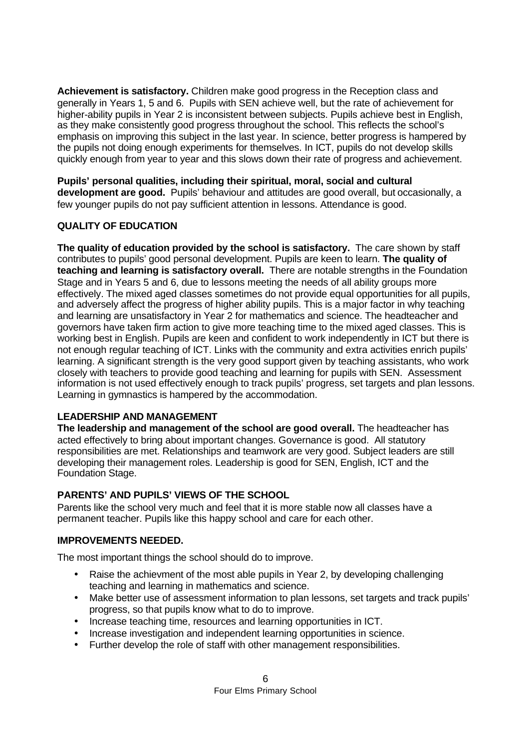**Achievement is satisfactory.** Children make good progress in the Reception class and generally in Years 1, 5 and 6. Pupils with SEN achieve well, but the rate of achievement for higher-ability pupils in Year 2 is inconsistent between subjects. Pupils achieve best in English, as they make consistently good progress throughout the school. This reflects the school's emphasis on improving this subject in the last year. In science, better progress is hampered by the pupils not doing enough experiments for themselves. In ICT, pupils do not develop skills quickly enough from year to year and this slows down their rate of progress and achievement.

**Pupils' personal qualities, including their spiritual, moral, social and cultural development are good.** Pupils' behaviour and attitudes are good overall, but occasionally, a few younger pupils do not pay sufficient attention in lessons. Attendance is good.

## QUALITY OF EDUCATION

**The quality of education provided by the school is satisfactory.** The care shown by staff contributes to pupils' good personal development. Pupils are keen to learn. **The quality of teaching and learning is satisfactory overall.** There are notable strengths in the Foundation Stage and in Years 5 and 6, due to lessons meeting the needs of all ability groups more effectively. The mixed aged classes sometimes do not provide equal opportunities for all pupils, and adversely affect the progress of higher ability pupils. This is a major factor in why teaching and learning are unsatisfactory in Year 2 for mathematics and science. The headteacher and governors have taken firm action to give more teaching time to the mixed aged classes. This is working best in English. Pupils are keen and confident to work independently in ICT but there is not enough regular teaching of ICT. Links with the community and extra activities enrich pupils' learning. A significant strength is the very good support given by teaching assistants, who work closely with teachers to provide good teaching and learning for pupils with SEN. Assessment information is not used effectively enough to track pupils' progress, set targets and plan lessons. Learning in gymnastics is hampered by the accommodation.

## LEADERSHIP AND MANAGEMENT

**The leadership and management of the school are good overall.** The headteacher has acted effectively to bring about important changes. Governance is good. All statutory responsibilities are met. Relationships and teamwork are very good. Subject leaders are still developing their management roles. Leadership is good for SEN, English, ICT and the Foundation Stage.

## PARENTS' AND PUPILS' VIEWS OF THE SCHOOL

Parents like the school very much and feel that it is more stable now all classes have a permanent teacher. Pupils like this happy school and care for each other.

## IMPROVEMENTS NEEDED.

The most important things the school should do to improve.

- Raise the achievment of the most able pupils in Year 2, by developing challenging teaching and learning in mathematics and science.
- Make better use of assessment information to plan lessons, set targets and track pupils' progress, so that pupils know what to do to improve.
- Increase teaching time, resources and learning opportunities in ICT.
- Increase investigation and independent learning opportunities in science.
- Further develop the role of staff with other management responsibilities.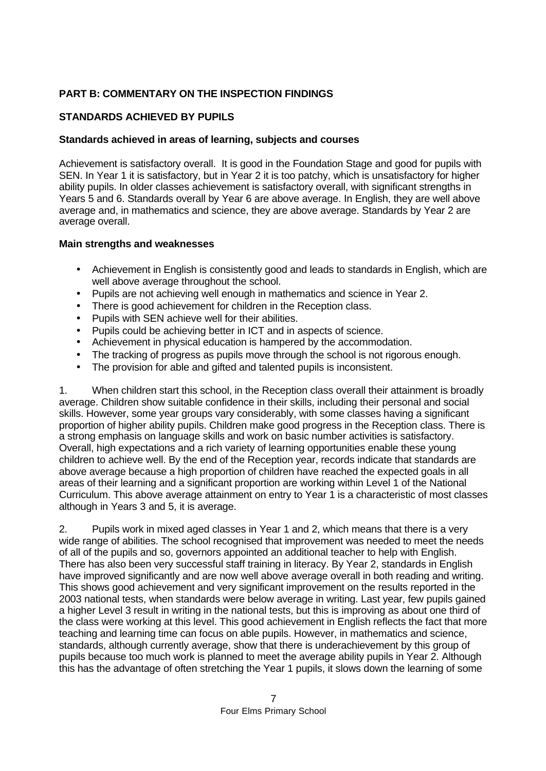## PART B: COMMENTARY ON THE INSPECTION FINDINGS

### STANDARDS ACHIEVED BY PUPILS

#### Standards achieved in areas of learning, subjects and courses

Achievement is satisfactory overall. It is good in the Foundation Stage and good for pupils with SEN. In Year 1 it is satisfactory, but in Year 2 it is too patchy, which is unsatisfactory for higher ability pupils. In older classes achievement is satisfactory overall, with significant strengths in Years 5 and 6. Standards overall by Year 6 are above average. In English, they are well above average and, in mathematics and science, they are above average. Standards by Year 2 are average overall.

#### Main strengths and weaknesses

- Achievement in English is consistently good and leads to standards in English, which are well above average throughout the school.
- Pupils are not achieving well enough in mathematics and science in Year 2.
- There is good achievement for children in the Reception class.
- Pupils with SEN achieve well for their abilities.
- Pupils could be achieving better in ICT and in aspects of science.
- Achievement in physical education is hampered by the accommodation.
- The tracking of progress as pupils move through the school is not rigorous enough.
- The provision for able and gifted and talented pupils is inconsistent.

1. When children start this school, in the Reception class overall their attainment is broadly average. Children show suitable confidence in their skills, including their personal and social skills. However, some year groups vary considerably, with some classes having a significant proportion of higher ability pupils. Children make good progress in the Reception class. There is a strong emphasis on language skills and work on basic number activities is satisfactory. Overall, high expectations and a rich variety of learning opportunities enable these young children to achieve well. By the end of the Reception year, records indicate that standards are above average because a high proportion of children have reached the expected goals in all areas of their learning and a significant proportion are working within Level 1 of the National Curriculum. This above average attainment on entry to Year 1 is a characteristic of most classes although in Years 3 and 5, it is average.

2. Pupils work in mixed aged classes in Year 1 and 2, which means that there is a very wide range of abilities. The school recognised that improvement was needed to meet the needs of all of the pupils and so, governors appointed an additional teacher to help with English. There has also been very successful staff training in literacy. By Year 2, standards in English have improved significantly and are now well above average overall in both reading and writing. This shows good achievement and very significant improvement on the results reported in the 2003 national tests, when standards were below average in writing. Last year, few pupils gained a higher Level 3 result in writing in the national tests, but this is improving as about one third of the class were working at this level. This good achievement in English reflects the fact that more teaching and learning time can focus on able pupils. However, in mathematics and science, standards, although currently average, show that there is underachievement by this group of pupils because too much work is planned to meet the average ability pupils in Year 2. Although this has the advantage of often stretching the Year 1 pupils, it slows down the learning of some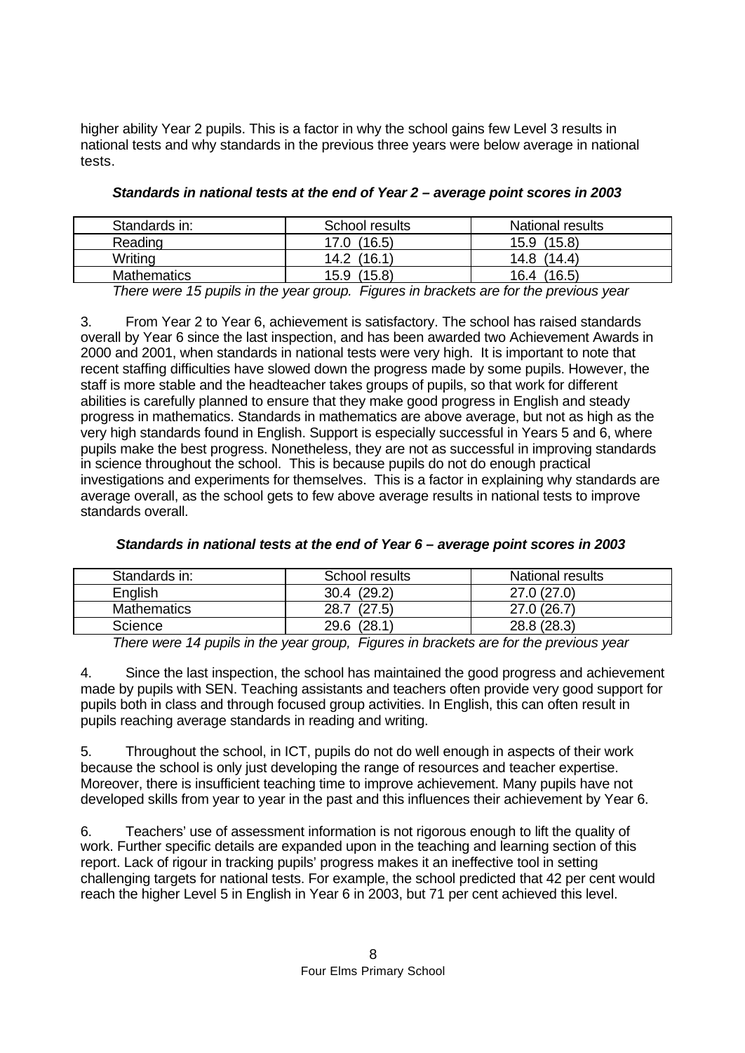higher ability Year 2 pupils. This is a factor in why the school gains few Level 3 results in national tests and why standards in the previous three years were below average in national tests.

***Standards in national tests at the end of Year 2 – average point scores in 2003***

| Standards in: | School results | National results |
|---|---|---|
| Reading | 17.0 (16.5) | 15.9 (15.8) |
| Writing | 14.2 (16.1) | 14.8 (14.4) |
| Mathematics | 15.9 (15.8) | 16.4 (16.5) |

*There were 15 pupils in the year group. Figures in brackets are for the previous year*

3. From Year 2 to Year 6, achievement is satisfactory. The school has raised standards overall by Year 6 since the last inspection, and has been awarded two Achievement Awards in 2000 and 2001, when standards in national tests were very high. It is important to note that recent staffing difficulties have slowed down the progress made by some pupils. However, the staff is more stable and the headteacher takes groups of pupils, so that work for different abilities is carefully planned to ensure that they make good progress in English and steady progress in mathematics. Standards in mathematics are above average, but not as high as the very high standards found in English. Support is especially successful in Years 5 and 6, where pupils make the best progress. Nonetheless, they are not as successful in improving standards in science throughout the school. This is because pupils do not do enough practical investigations and experiments for themselves. This is a factor in explaining why standards are average overall, as the school gets to few above average results in national tests to improve standards overall.

***Standards in national tests at the end of Year 6 – average point scores in 2003***

| Standards in: | School results | National results |
|---|---|---|
| English | 30.4 (29.2) | 27.0 (27.0) |
| Mathematics | 28.7 (27.5) | 27.0 (26.7) |
| Science | 29.6 (28.1) | 28.8 (28.3) |

*There were 14 pupils in the year group, Figures in brackets are for the previous year*

4. Since the last inspection, the school has maintained the good progress and achievement made by pupils with SEN. Teaching assistants and teachers often provide very good support for pupils both in class and through focused group activities. In English, this can often result in pupils reaching average standards in reading and writing.

5. Throughout the school, in ICT, pupils do not do well enough in aspects of their work because the school is only just developing the range of resources and teacher expertise. Moreover, there is insufficient teaching time to improve achievement. Many pupils have not developed skills from year to year in the past and this influences their achievement by Year 6.

6. Teachers' use of assessment information is not rigorous enough to lift the quality of work. Further specific details are expanded upon in the teaching and learning section of this report. Lack of rigour in tracking pupils' progress makes it an ineffective tool in setting challenging targets for national tests. For example, the school predicted that 42 per cent would reach the higher Level 5 in English in Year 6 in 2003, but 71 per cent achieved this level.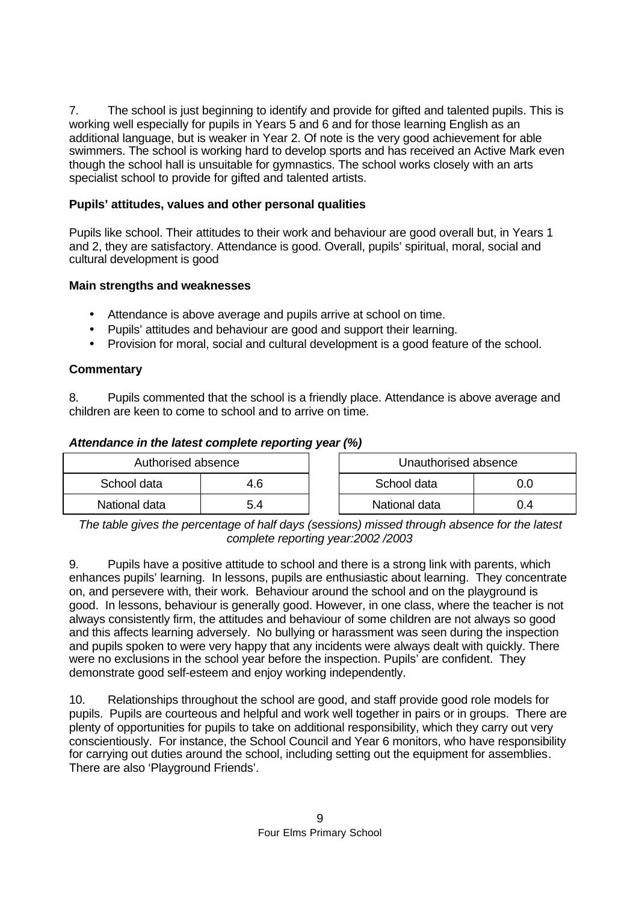7. The school is just beginning to identify and provide for gifted and talented pupils. This is working well especially for pupils in Years 5 and 6 and for those learning English as an additional language, but is weaker in Year 2. Of note is the very good achievement for able swimmers. The school is working hard to develop sports and has received an Active Mark even though the school hall is unsuitable for gymnastics. The school works closely with an arts specialist school to provide for gifted and talented artists.

**Pupils' attitudes, values and other personal qualities**

Pupils like school. Their attitudes to their work and behaviour are good overall but, in Years 1 and 2, they are satisfactory. Attendance is good. Overall, pupils' spiritual, moral, social and cultural development is good

**Main strengths and weaknesses**

- Attendance is above average and pupils arrive at school on time.
- Pupils' attitudes and behaviour are good and support their learning.
- Provision for moral, social and cultural development is a good feature of the school.

**Commentary**

8. Pupils commented that the school is a friendly place. Attendance is above average and children are keen to come to school and to arrive on time.

***Attendance in the latest complete reporting year (%)***

| Authorised absence | | | Unauthorised absence | |
|---|---|---|---|---|
| School data | 4.6 | | School data | 0.0 |
| National data | 5.4 | | National data | 0.4 |

*The table gives the percentage of half days (sessions) missed through absence for the latest complete reporting year:2002 /2003*

9. Pupils have a positive attitude to school and there is a strong link with parents, which enhances pupils' learning. In lessons, pupils are enthusiastic about learning. They concentrate on, and persevere with, their work. Behaviour around the school and on the playground is good. In lessons, behaviour is generally good. However, in one class, where the teacher is not always consistently firm, the attitudes and behaviour of some children are not always so good and this affects learning adversely. No bullying or harassment was seen during the inspection and pupils spoken to were very happy that any incidents were always dealt with quickly. There were no exclusions in the school year before the inspection. Pupils' are confident. They demonstrate good self-esteem and enjoy working independently.

10. Relationships throughout the school are good, and staff provide good role models for pupils. Pupils are courteous and helpful and work well together in pairs or in groups. There are plenty of opportunities for pupils to take on additional responsibility, which they carry out very conscientiously. For instance, the School Council and Year 6 monitors, who have responsibility for carrying out duties around the school, including setting out the equipment for assemblies. There are also 'Playground Friends'.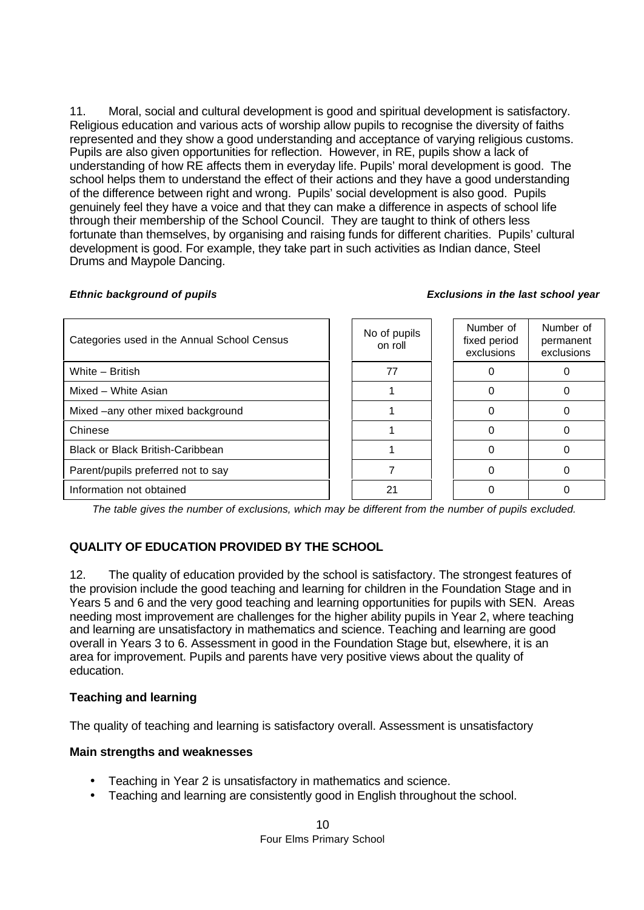11. Moral, social and cultural development is good and spiritual development is satisfactory. Religious education and various acts of worship allow pupils to recognise the diversity of faiths represented and they show a good understanding and acceptance of varying religious customs. Pupils are also given opportunities for reflection. However, in RE, pupils show a lack of understanding of how RE affects them in everyday life. Pupils' moral development is good. The school helps them to understand the effect of their actions and they have a good understanding of the difference between right and wrong. Pupils' social development is also good. Pupils genuinely feel they have a voice and that they can make a difference in aspects of school life through their membership of the School Council. They are taught to think of others less fortunate than themselves, by organising and raising funds for different charities. Pupils' cultural development is good. For example, they take part in such activities as Indian dance, Steel Drums and Maypole Dancing.

***Ethnic background of pupils*** | ***Exclusions in the last school year***

| Categories used in the Annual School Census | No of pupils on roll | Number of fixed period exclusions | Number of permanent exclusions |
|---|---|---|---|
| White – British | 77 | 0 | 0 |
| Mixed – White Asian | 1 | 0 | 0 |
| Mixed –any other mixed background | 1 | 0 | 0 |
| Chinese | 1 | 0 | 0 |
| Black or Black British-Caribbean | 1 | 0 | 0 |
| Parent/pupils preferred not to say | 7 | 0 | 0 |
| Information not obtained | 21 | 0 | 0 |

*The table gives the number of exclusions, which may be different from the number of pupils excluded.*

## QUALITY OF EDUCATION PROVIDED BY THE SCHOOL

12. The quality of education provided by the school is satisfactory. The strongest features of the provision include the good teaching and learning for children in the Foundation Stage and in Years 5 and 6 and the very good teaching and learning opportunities for pupils with SEN. Areas needing most improvement are challenges for the higher ability pupils in Year 2, where teaching and learning are unsatisfactory in mathematics and science. Teaching and learning are good overall in Years 3 to 6. Assessment in good in the Foundation Stage but, elsewhere, it is an area for improvement. Pupils and parents have very positive views about the quality of education.

### Teaching and learning

The quality of teaching and learning is satisfactory overall. Assessment is unsatisfactory

**Main strengths and weaknesses**

- Teaching in Year 2 is unsatisfactory in mathematics and science.
- Teaching and learning are consistently good in English throughout the school.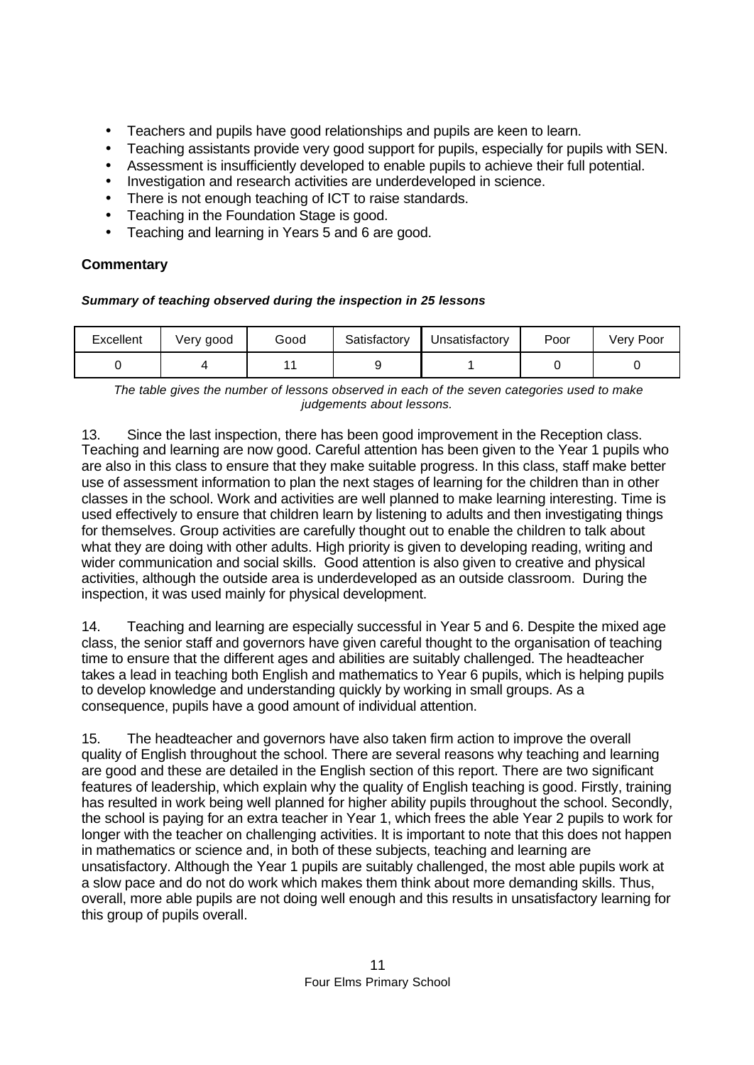- Teachers and pupils have good relationships and pupils are keen to learn.
- Teaching assistants provide very good support for pupils, especially for pupils with SEN.
- Assessment is insufficiently developed to enable pupils to achieve their full potential.
- Investigation and research activities are underdeveloped in science.
- There is not enough teaching of ICT to raise standards.
- Teaching in the Foundation Stage is good.
- Teaching and learning in Years 5 and 6 are good.

### Commentary

***Summary of teaching observed during the inspection in 25 lessons***

| Excellent | Very good | Good | Satisfactory | Unsatisfactory | Poor | Very Poor |
|---|---|---|---|---|---|---|
| 0 | 4 | 11 | 9 | 1 | 0 | 0 |

*The table gives the number of lessons observed in each of the seven categories used to make judgements about lessons.*

13. Since the last inspection, there has been good improvement in the Reception class. Teaching and learning are now good. Careful attention has been given to the Year 1 pupils who are also in this class to ensure that they make suitable progress. In this class, staff make better use of assessment information to plan the next stages of learning for the children than in other classes in the school. Work and activities are well planned to make learning interesting. Time is used effectively to ensure that children learn by listening to adults and then investigating things for themselves. Group activities are carefully thought out to enable the children to talk about what they are doing with other adults. High priority is given to developing reading, writing and wider communication and social skills. Good attention is also given to creative and physical activities, although the outside area is underdeveloped as an outside classroom. During the inspection, it was used mainly for physical development.

14. Teaching and learning are especially successful in Year 5 and 6. Despite the mixed age class, the senior staff and governors have given careful thought to the organisation of teaching time to ensure that the different ages and abilities are suitably challenged. The headteacher takes a lead in teaching both English and mathematics to Year 6 pupils, which is helping pupils to develop knowledge and understanding quickly by working in small groups. As a consequence, pupils have a good amount of individual attention.

15. The headteacher and governors have also taken firm action to improve the overall quality of English throughout the school. There are several reasons why teaching and learning are good and these are detailed in the English section of this report. There are two significant features of leadership, which explain why the quality of English teaching is good. Firstly, training has resulted in work being well planned for higher ability pupils throughout the school. Secondly, the school is paying for an extra teacher in Year 1, which frees the able Year 2 pupils to work for longer with the teacher on challenging activities. It is important to note that this does not happen in mathematics or science and, in both of these subjects, teaching and learning are unsatisfactory. Although the Year 1 pupils are suitably challenged, the most able pupils work at a slow pace and do not do work which makes them think about more demanding skills. Thus, overall, more able pupils are not doing well enough and this results in unsatisfactory learning for this group of pupils overall.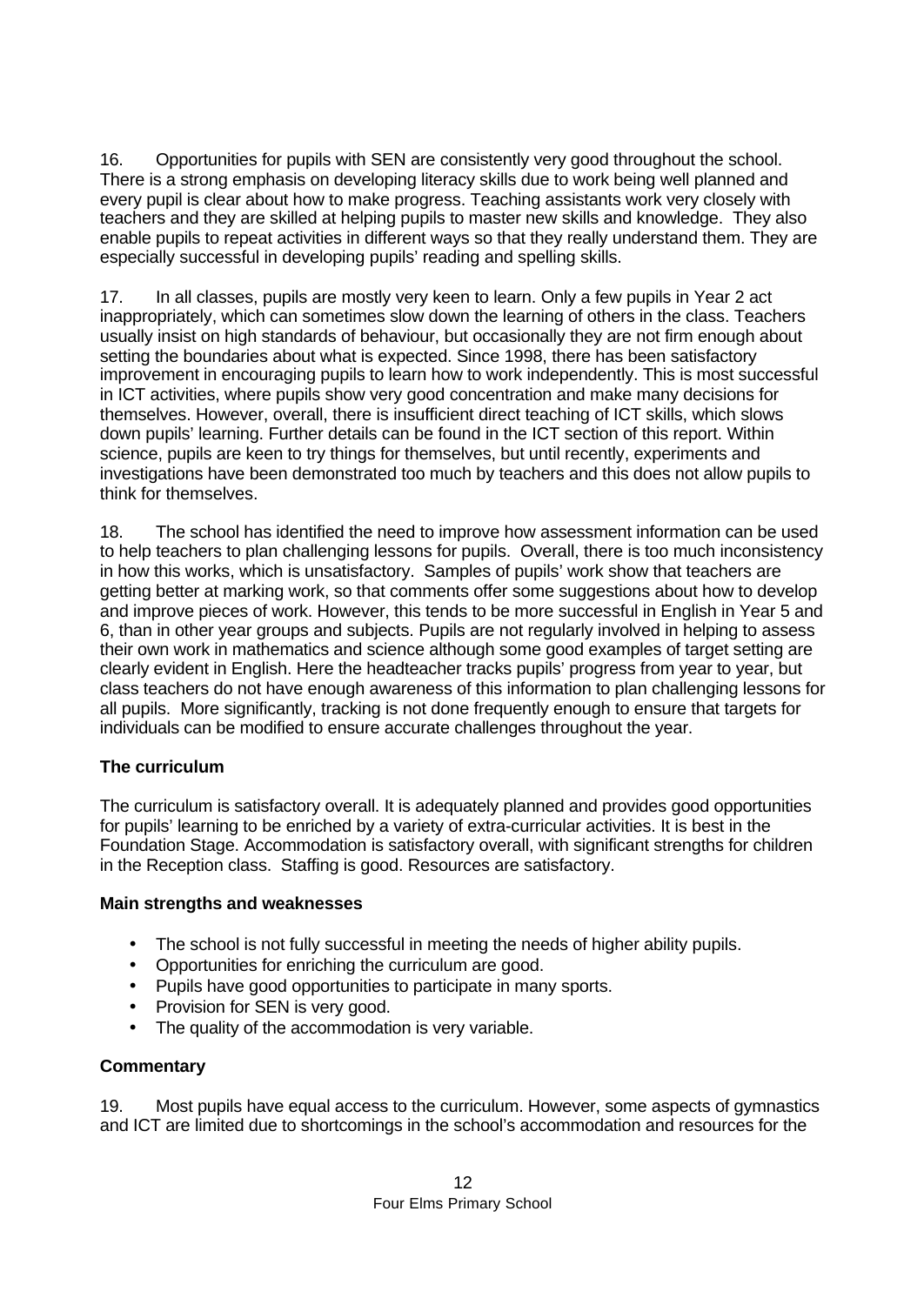16. Opportunities for pupils with SEN are consistently very good throughout the school. There is a strong emphasis on developing literacy skills due to work being well planned and every pupil is clear about how to make progress. Teaching assistants work very closely with teachers and they are skilled at helping pupils to master new skills and knowledge. They also enable pupils to repeat activities in different ways so that they really understand them. They are especially successful in developing pupils' reading and spelling skills.

17. In all classes, pupils are mostly very keen to learn. Only a few pupils in Year 2 act inappropriately, which can sometimes slow down the learning of others in the class. Teachers usually insist on high standards of behaviour, but occasionally they are not firm enough about setting the boundaries about what is expected. Since 1998, there has been satisfactory improvement in encouraging pupils to learn how to work independently. This is most successful in ICT activities, where pupils show very good concentration and make many decisions for themselves. However, overall, there is insufficient direct teaching of ICT skills, which slows down pupils' learning. Further details can be found in the ICT section of this report. Within science, pupils are keen to try things for themselves, but until recently, experiments and investigations have been demonstrated too much by teachers and this does not allow pupils to think for themselves.

18. The school has identified the need to improve how assessment information can be used to help teachers to plan challenging lessons for pupils. Overall, there is too much inconsistency in how this works, which is unsatisfactory. Samples of pupils' work show that teachers are getting better at marking work, so that comments offer some suggestions about how to develop and improve pieces of work. However, this tends to be more successful in English in Year 5 and 6, than in other year groups and subjects. Pupils are not regularly involved in helping to assess their own work in mathematics and science although some good examples of target setting are clearly evident in English. Here the headteacher tracks pupils' progress from year to year, but class teachers do not have enough awareness of this information to plan challenging lessons for all pupils. More significantly, tracking is not done frequently enough to ensure that targets for individuals can be modified to ensure accurate challenges throughout the year.

### The curriculum

The curriculum is satisfactory overall. It is adequately planned and provides good opportunities for pupils' learning to be enriched by a variety of extra-curricular activities. It is best in the Foundation Stage. Accommodation is satisfactory overall, with significant strengths for children in the Reception class. Staffing is good. Resources are satisfactory.

#### Main strengths and weaknesses

- The school is not fully successful in meeting the needs of higher ability pupils.
- Opportunities for enriching the curriculum are good.
- Pupils have good opportunities to participate in many sports.
- Provision for SEN is very good.
- The quality of the accommodation is very variable.

#### Commentary

19. Most pupils have equal access to the curriculum. However, some aspects of gymnastics and ICT are limited due to shortcomings in the school's accommodation and resources for the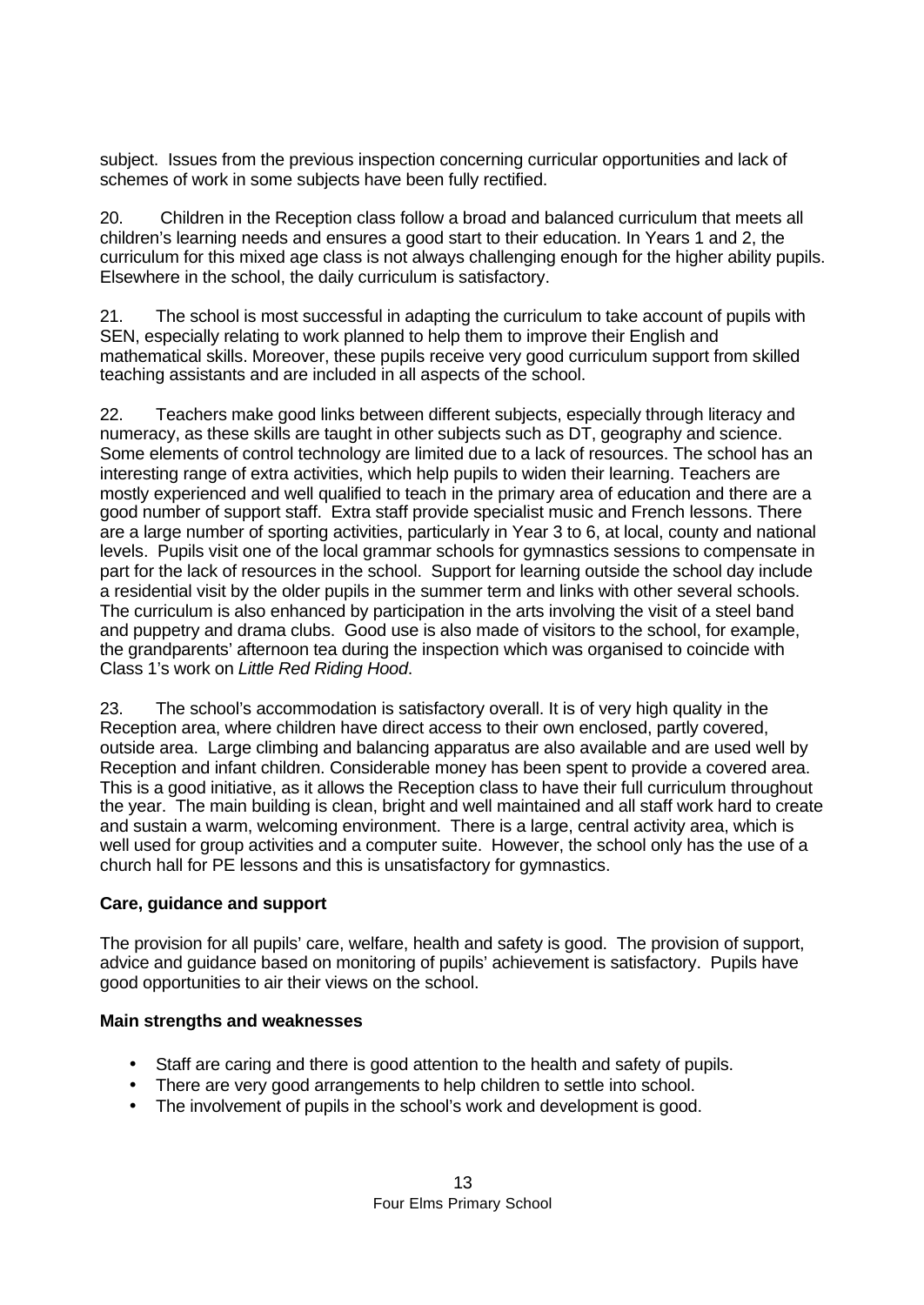subject. Issues from the previous inspection concerning curricular opportunities and lack of schemes of work in some subjects have been fully rectified.

20. Children in the Reception class follow a broad and balanced curriculum that meets all children's learning needs and ensures a good start to their education. In Years 1 and 2, the curriculum for this mixed age class is not always challenging enough for the higher ability pupils. Elsewhere in the school, the daily curriculum is satisfactory.

21. The school is most successful in adapting the curriculum to take account of pupils with SEN, especially relating to work planned to help them to improve their English and mathematical skills. Moreover, these pupils receive very good curriculum support from skilled teaching assistants and are included in all aspects of the school.

22. Teachers make good links between different subjects, especially through literacy and numeracy, as these skills are taught in other subjects such as DT, geography and science. Some elements of control technology are limited due to a lack of resources. The school has an interesting range of extra activities, which help pupils to widen their learning. Teachers are mostly experienced and well qualified to teach in the primary area of education and there are a good number of support staff. Extra staff provide specialist music and French lessons. There are a large number of sporting activities, particularly in Year 3 to 6, at local, county and national levels. Pupils visit one of the local grammar schools for gymnastics sessions to compensate in part for the lack of resources in the school. Support for learning outside the school day include a residential visit by the older pupils in the summer term and links with other several schools. The curriculum is also enhanced by participation in the arts involving the visit of a steel band and puppetry and drama clubs. Good use is also made of visitors to the school, for example, the grandparents' afternoon tea during the inspection which was organised to coincide with Class 1's work on *Little Red Riding Hood*.

23. The school's accommodation is satisfactory overall. It is of very high quality in the Reception area, where children have direct access to their own enclosed, partly covered, outside area. Large climbing and balancing apparatus are also available and are used well by Reception and infant children. Considerable money has been spent to provide a covered area. This is a good initiative, as it allows the Reception class to have their full curriculum throughout the year. The main building is clean, bright and well maintained and all staff work hard to create and sustain a warm, welcoming environment. There is a large, central activity area, which is well used for group activities and a computer suite. However, the school only has the use of a church hall for PE lessons and this is unsatisfactory for gymnastics.

### Care, guidance and support

The provision for all pupils' care, welfare, health and safety is good. The provision of support, advice and guidance based on monitoring of pupils' achievement is satisfactory. Pupils have good opportunities to air their views on the school.

#### Main strengths and weaknesses

- Staff are caring and there is good attention to the health and safety of pupils.
- There are very good arrangements to help children to settle into school.
- The involvement of pupils in the school's work and development is good.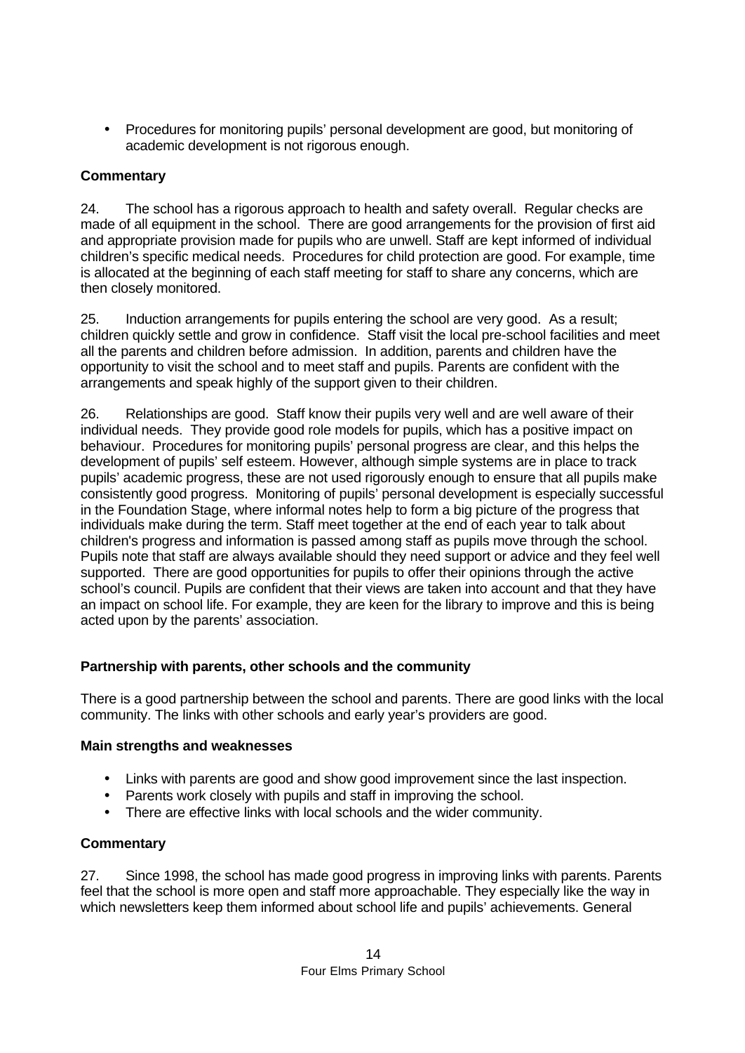- Procedures for monitoring pupils' personal development are good, but monitoring of academic development is not rigorous enough.

### Commentary

24. The school has a rigorous approach to health and safety overall. Regular checks are made of all equipment in the school. There are good arrangements for the provision of first aid and appropriate provision made for pupils who are unwell. Staff are kept informed of individual children's specific medical needs. Procedures for child protection are good. For example, time is allocated at the beginning of each staff meeting for staff to share any concerns, which are then closely monitored.

25. Induction arrangements for pupils entering the school are very good. As a result; children quickly settle and grow in confidence. Staff visit the local pre-school facilities and meet all the parents and children before admission. In addition, parents and children have the opportunity to visit the school and to meet staff and pupils. Parents are confident with the arrangements and speak highly of the support given to their children.

26. Relationships are good. Staff know their pupils very well and are well aware of their individual needs. They provide good role models for pupils, which has a positive impact on behaviour. Procedures for monitoring pupils' personal progress are clear, and this helps the development of pupils' self esteem. However, although simple systems are in place to track pupils' academic progress, these are not used rigorously enough to ensure that all pupils make consistently good progress. Monitoring of pupils' personal development is especially successful in the Foundation Stage, where informal notes help to form a big picture of the progress that individuals make during the term. Staff meet together at the end of each year to talk about children's progress and information is passed among staff as pupils move through the school. Pupils note that staff are always available should they need support or advice and they feel well supported. There are good opportunities for pupils to offer their opinions through the active school's council. Pupils are confident that their views are taken into account and that they have an impact on school life. For example, they are keen for the library to improve and this is being acted upon by the parents' association.

## Partnership with parents, other schools and the community

There is a good partnership between the school and parents. There are good links with the local community. The links with other schools and early year's providers are good.

### Main strengths and weaknesses

- Links with parents are good and show good improvement since the last inspection.
- Parents work closely with pupils and staff in improving the school.
- There are effective links with local schools and the wider community.

### Commentary

27. Since 1998, the school has made good progress in improving links with parents. Parents feel that the school is more open and staff more approachable. They especially like the way in which newsletters keep them informed about school life and pupils' achievements. General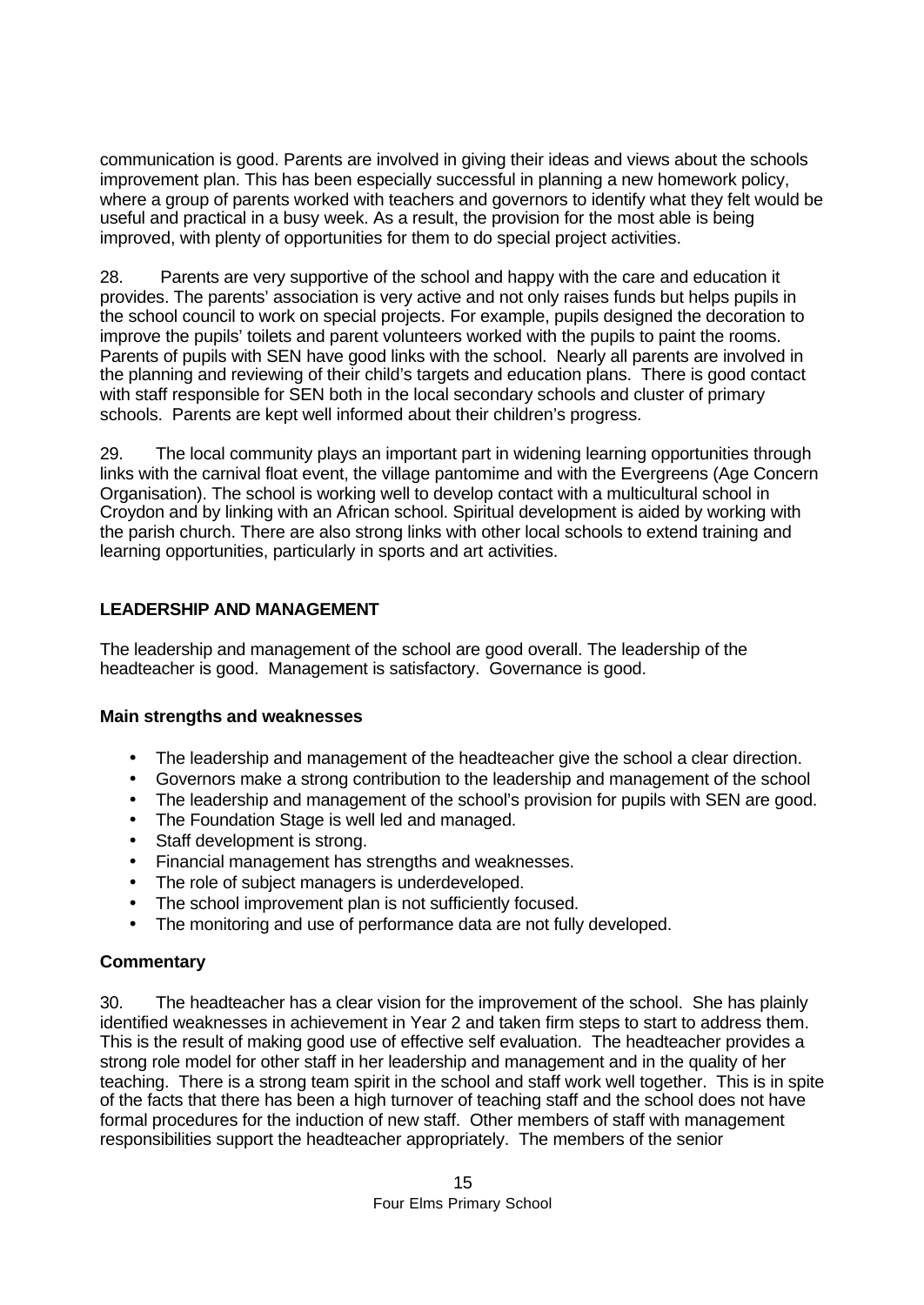communication is good. Parents are involved in giving their ideas and views about the schools improvement plan. This has been especially successful in planning a new homework policy, where a group of parents worked with teachers and governors to identify what they felt would be useful and practical in a busy week. As a result, the provision for the most able is being improved, with plenty of opportunities for them to do special project activities.

28. Parents are very supportive of the school and happy with the care and education it provides. The parents' association is very active and not only raises funds but helps pupils in the school council to work on special projects. For example, pupils designed the decoration to improve the pupils' toilets and parent volunteers worked with the pupils to paint the rooms. Parents of pupils with SEN have good links with the school. Nearly all parents are involved in the planning and reviewing of their child's targets and education plans. There is good contact with staff responsible for SEN both in the local secondary schools and cluster of primary schools. Parents are kept well informed about their children's progress.

29. The local community plays an important part in widening learning opportunities through links with the carnival float event, the village pantomime and with the Evergreens (Age Concern Organisation). The school is working well to develop contact with a multicultural school in Croydon and by linking with an African school. Spiritual development is aided by working with the parish church. There are also strong links with other local schools to extend training and learning opportunities, particularly in sports and art activities.

## LEADERSHIP AND MANAGEMENT

The leadership and management of the school are good overall. The leadership of the headteacher is good. Management is satisfactory. Governance is good.

### Main strengths and weaknesses

- The leadership and management of the headteacher give the school a clear direction.
- Governors make a strong contribution to the leadership and management of the school
- The leadership and management of the school's provision for pupils with SEN are good.
- The Foundation Stage is well led and managed.
- Staff development is strong.
- Financial management has strengths and weaknesses.
- The role of subject managers is underdeveloped.
- The school improvement plan is not sufficiently focused.
- The monitoring and use of performance data are not fully developed.

### Commentary

30. The headteacher has a clear vision for the improvement of the school. She has plainly identified weaknesses in achievement in Year 2 and taken firm steps to start to address them. This is the result of making good use of effective self evaluation. The headteacher provides a strong role model for other staff in her leadership and management and in the quality of her teaching. There is a strong team spirit in the school and staff work well together. This is in spite of the facts that there has been a high turnover of teaching staff and the school does not have formal procedures for the induction of new staff. Other members of staff with management responsibilities support the headteacher appropriately. The members of the senior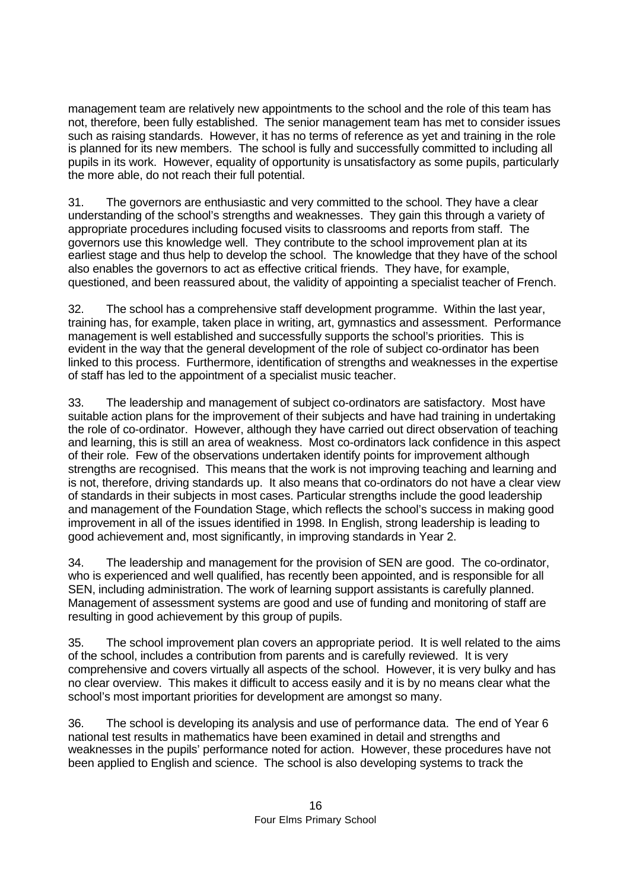management team are relatively new appointments to the school and the role of this team has not, therefore, been fully established. The senior management team has met to consider issues such as raising standards. However, it has no terms of reference as yet and training in the role is planned for its new members. The school is fully and successfully committed to including all pupils in its work. However, equality of opportunity is unsatisfactory as some pupils, particularly the more able, do not reach their full potential.

31. The governors are enthusiastic and very committed to the school. They have a clear understanding of the school's strengths and weaknesses. They gain this through a variety of appropriate procedures including focused visits to classrooms and reports from staff. The governors use this knowledge well. They contribute to the school improvement plan at its earliest stage and thus help to develop the school. The knowledge that they have of the school also enables the governors to act as effective critical friends. They have, for example, questioned, and been reassured about, the validity of appointing a specialist teacher of French.

32. The school has a comprehensive staff development programme. Within the last year, training has, for example, taken place in writing, art, gymnastics and assessment. Performance management is well established and successfully supports the school's priorities. This is evident in the way that the general development of the role of subject co-ordinator has been linked to this process. Furthermore, identification of strengths and weaknesses in the expertise of staff has led to the appointment of a specialist music teacher.

33. The leadership and management of subject co-ordinators are satisfactory. Most have suitable action plans for the improvement of their subjects and have had training in undertaking the role of co-ordinator. However, although they have carried out direct observation of teaching and learning, this is still an area of weakness. Most co-ordinators lack confidence in this aspect of their role. Few of the observations undertaken identify points for improvement although strengths are recognised. This means that the work is not improving teaching and learning and is not, therefore, driving standards up. It also means that co-ordinators do not have a clear view of standards in their subjects in most cases. Particular strengths include the good leadership and management of the Foundation Stage, which reflects the school's success in making good improvement in all of the issues identified in 1998. In English, strong leadership is leading to good achievement and, most significantly, in improving standards in Year 2.

34. The leadership and management for the provision of SEN are good. The co-ordinator, who is experienced and well qualified, has recently been appointed, and is responsible for all SEN, including administration. The work of learning support assistants is carefully planned. Management of assessment systems are good and use of funding and monitoring of staff are resulting in good achievement by this group of pupils.

35. The school improvement plan covers an appropriate period. It is well related to the aims of the school, includes a contribution from parents and is carefully reviewed. It is very comprehensive and covers virtually all aspects of the school. However, it is very bulky and has no clear overview. This makes it difficult to access easily and it is by no means clear what the school's most important priorities for development are amongst so many.

36. The school is developing its analysis and use of performance data. The end of Year 6 national test results in mathematics have been examined in detail and strengths and weaknesses in the pupils' performance noted for action. However, these procedures have not been applied to English and science. The school is also developing systems to track the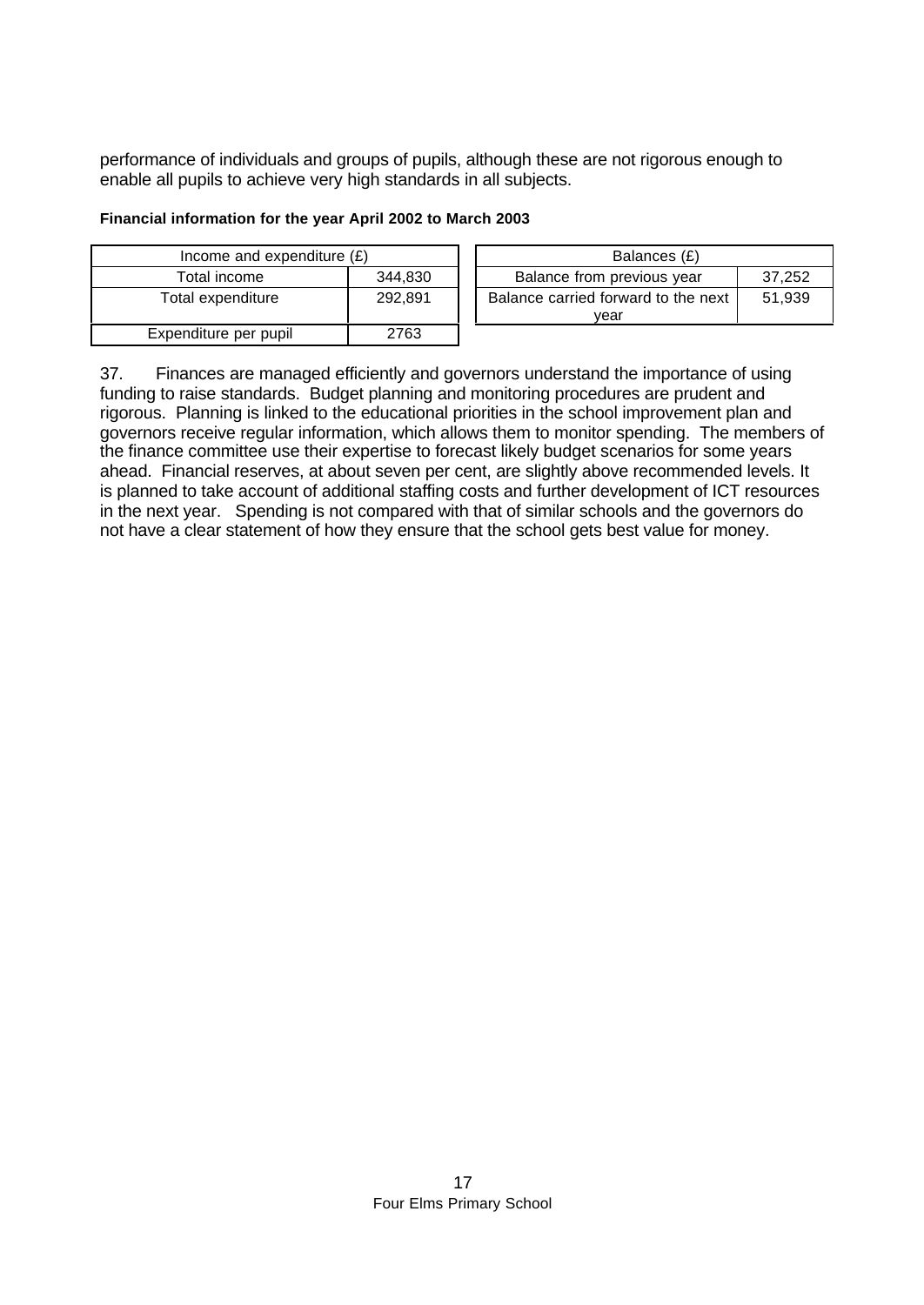performance of individuals and groups of pupils, although these are not rigorous enough to enable all pupils to achieve very high standards in all subjects.

**Financial information for the year April 2002 to March 2003**

| Income and expenditure (£) | |
|---|---|
| Total income | 344,830 |
| Total expenditure | 292,891 |
| Expenditure per pupil | 2763 |

| Balances (£) | |
|---|---|
| Balance from previous year | 37,252 |
| Balance carried forward to the next year | 51,939 |

37. Finances are managed efficiently and governors understand the importance of using funding to raise standards. Budget planning and monitoring procedures are prudent and rigorous. Planning is linked to the educational priorities in the school improvement plan and governors receive regular information, which allows them to monitor spending. The members of the finance committee use their expertise to forecast likely budget scenarios for some years ahead. Financial reserves, at about seven per cent, are slightly above recommended levels. It is planned to take account of additional staffing costs and further development of ICT resources in the next year. Spending is not compared with that of similar schools and the governors do not have a clear statement of how they ensure that the school gets best value for money.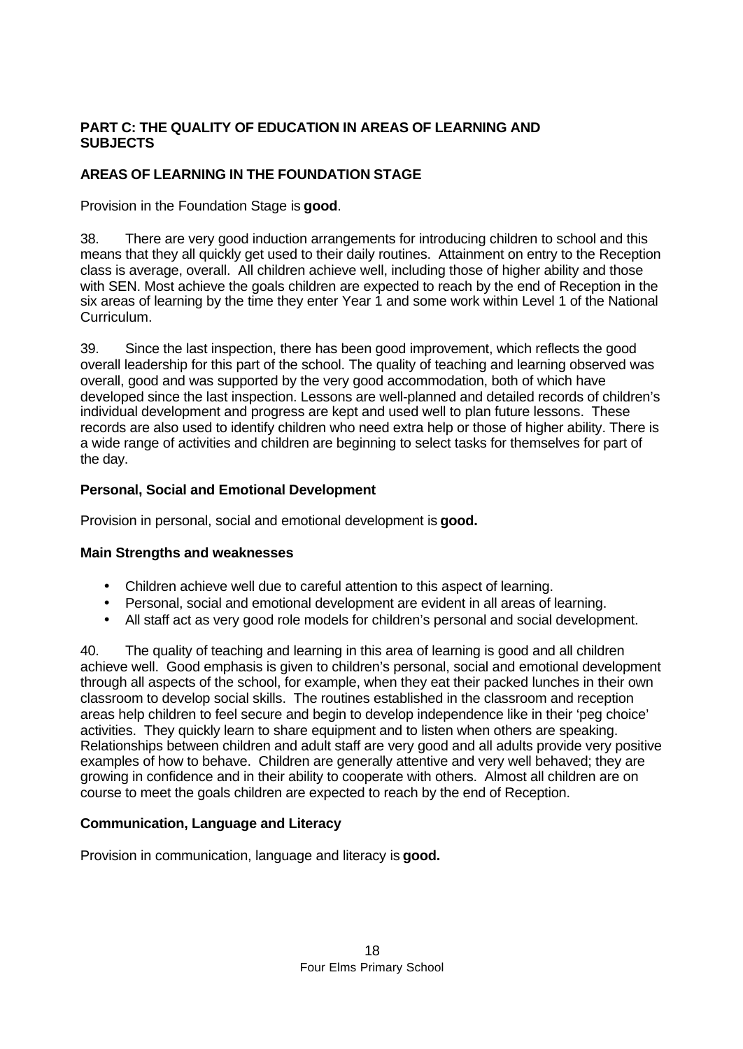## PART C: THE QUALITY OF EDUCATION IN AREAS OF LEARNING AND SUBJECTS

### AREAS OF LEARNING IN THE FOUNDATION STAGE

Provision in the Foundation Stage is **good**.

38. There are very good induction arrangements for introducing children to school and this means that they all quickly get used to their daily routines. Attainment on entry to the Reception class is average, overall. All children achieve well, including those of higher ability and those with SEN. Most achieve the goals children are expected to reach by the end of Reception in the six areas of learning by the time they enter Year 1 and some work within Level 1 of the National Curriculum.

39. Since the last inspection, there has been good improvement, which reflects the good overall leadership for this part of the school. The quality of teaching and learning observed was overall, good and was supported by the very good accommodation, both of which have developed since the last inspection. Lessons are well-planned and detailed records of children's individual development and progress are kept and used well to plan future lessons. These records are also used to identify children who need extra help or those of higher ability. There is a wide range of activities and children are beginning to select tasks for themselves for part of the day.

### Personal, Social and Emotional Development

Provision in personal, social and emotional development is **good.**

#### Main Strengths and weaknesses

- Children achieve well due to careful attention to this aspect of learning.
- Personal, social and emotional development are evident in all areas of learning.
- All staff act as very good role models for children's personal and social development.

40. The quality of teaching and learning in this area of learning is good and all children achieve well. Good emphasis is given to children's personal, social and emotional development through all aspects of the school, for example, when they eat their packed lunches in their own classroom to develop social skills. The routines established in the classroom and reception areas help children to feel secure and begin to develop independence like in their 'peg choice' activities. They quickly learn to share equipment and to listen when others are speaking. Relationships between children and adult staff are very good and all adults provide very positive examples of how to behave. Children are generally attentive and very well behaved; they are growing in confidence and in their ability to cooperate with others. Almost all children are on course to meet the goals children are expected to reach by the end of Reception.

### Communication, Language and Literacy

Provision in communication, language and literacy is **good.**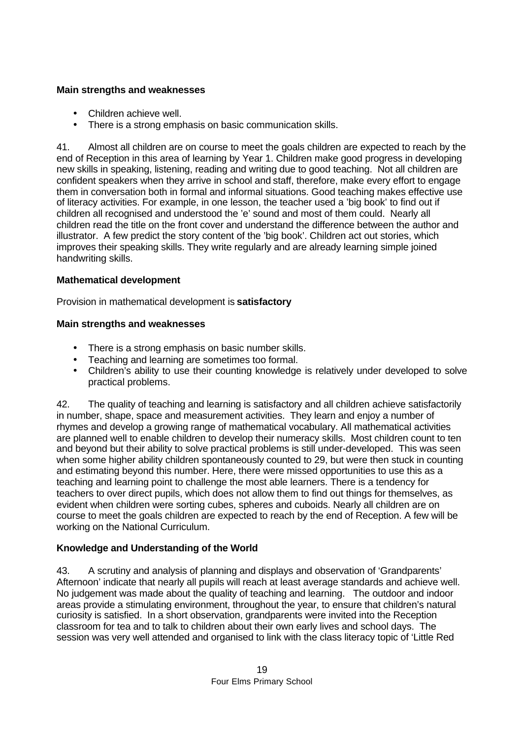**Main strengths and weaknesses**

- Children achieve well.
- There is a strong emphasis on basic communication skills.

41. Almost all children are on course to meet the goals children are expected to reach by the end of Reception in this area of learning by Year 1. Children make good progress in developing new skills in speaking, listening, reading and writing due to good teaching. Not all children are confident speakers when they arrive in school and staff, therefore, make every effort to engage them in conversation both in formal and informal situations. Good teaching makes effective use of literacy activities. For example, in one lesson, the teacher used a 'big book' to find out if children all recognised and understood the 'e' sound and most of them could. Nearly all children read the title on the front cover and understand the difference between the author and illustrator. A few predict the story content of the 'big book'. Children act out stories, which improves their speaking skills. They write regularly and are already learning simple joined handwriting skills.

**Mathematical development**

Provision in mathematical development is **satisfactory**

**Main strengths and weaknesses**

- There is a strong emphasis on basic number skills.
- Teaching and learning are sometimes too formal.
- Children's ability to use their counting knowledge is relatively under developed to solve practical problems.

42. The quality of teaching and learning is satisfactory and all children achieve satisfactorily in number, shape, space and measurement activities. They learn and enjoy a number of rhymes and develop a growing range of mathematical vocabulary. All mathematical activities are planned well to enable children to develop their numeracy skills. Most children count to ten and beyond but their ability to solve practical problems is still under-developed. This was seen when some higher ability children spontaneously counted to 29, but were then stuck in counting and estimating beyond this number. Here, there were missed opportunities to use this as a teaching and learning point to challenge the most able learners. There is a tendency for teachers to over direct pupils, which does not allow them to find out things for themselves, as evident when children were sorting cubes, spheres and cuboids. Nearly all children are on course to meet the goals children are expected to reach by the end of Reception. A few will be working on the National Curriculum.

**Knowledge and Understanding of the World**

43. A scrutiny and analysis of planning and displays and observation of 'Grandparents' Afternoon' indicate that nearly all pupils will reach at least average standards and achieve well. No judgement was made about the quality of teaching and learning. The outdoor and indoor areas provide a stimulating environment, throughout the year, to ensure that children's natural curiosity is satisfied. In a short observation, grandparents were invited into the Reception classroom for tea and to talk to children about their own early lives and school days. The session was very well attended and organised to link with the class literacy topic of 'Little Red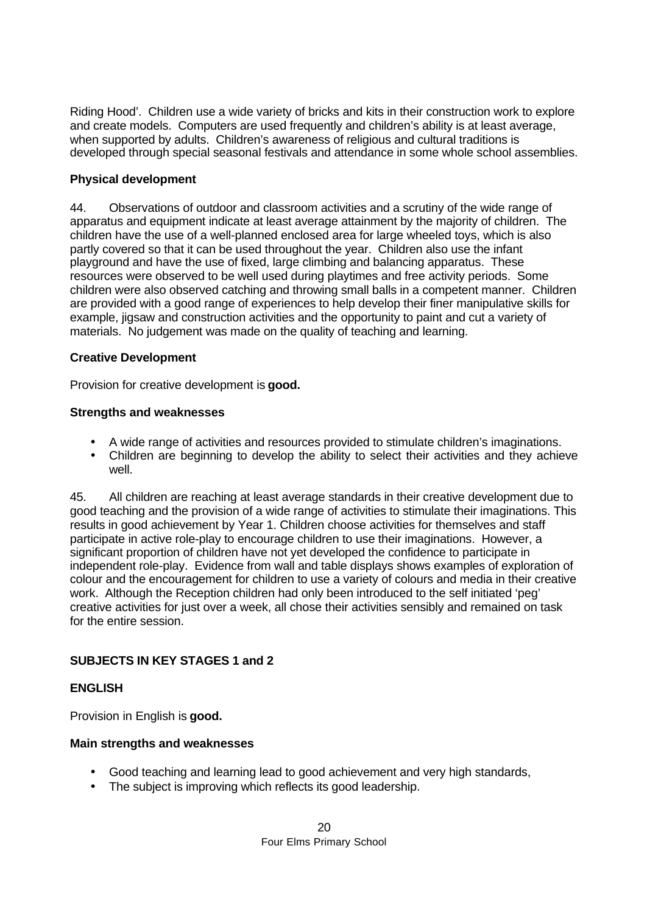Riding Hood'. Children use a wide variety of bricks and kits in their construction work to explore and create models. Computers are used frequently and children's ability is at least average, when supported by adults. Children's awareness of religious and cultural traditions is developed through special seasonal festivals and attendance in some whole school assemblies.

**Physical development**

44. Observations of outdoor and classroom activities and a scrutiny of the wide range of apparatus and equipment indicate at least average attainment by the majority of children. The children have the use of a well-planned enclosed area for large wheeled toys, which is also partly covered so that it can be used throughout the year. Children also use the infant playground and have the use of fixed, large climbing and balancing apparatus. These resources were observed to be well used during playtimes and free activity periods. Some children were also observed catching and throwing small balls in a competent manner. Children are provided with a good range of experiences to help develop their finer manipulative skills for example, jigsaw and construction activities and the opportunity to paint and cut a variety of materials. No judgement was made on the quality of teaching and learning.

**Creative Development**

Provision for creative development is **good.**

**Strengths and weaknesses**

- A wide range of activities and resources provided to stimulate children's imaginations.
- Children are beginning to develop the ability to select their activities and they achieve well.

45. All children are reaching at least average standards in their creative development due to good teaching and the provision of a wide range of activities to stimulate their imaginations. This results in good achievement by Year 1. Children choose activities for themselves and staff participate in active role-play to encourage children to use their imaginations. However, a significant proportion of children have not yet developed the confidence to participate in independent role-play. Evidence from wall and table displays shows examples of exploration of colour and the encouragement for children to use a variety of colours and media in their creative work. Although the Reception children had only been introduced to the self initiated 'peg' creative activities for just over a week, all chose their activities sensibly and remained on task for the entire session.

## SUBJECTS IN KEY STAGES 1 and 2

### ENGLISH

Provision in English is **good.**

**Main strengths and weaknesses**

- Good teaching and learning lead to good achievement and very high standards,
- The subject is improving which reflects its good leadership.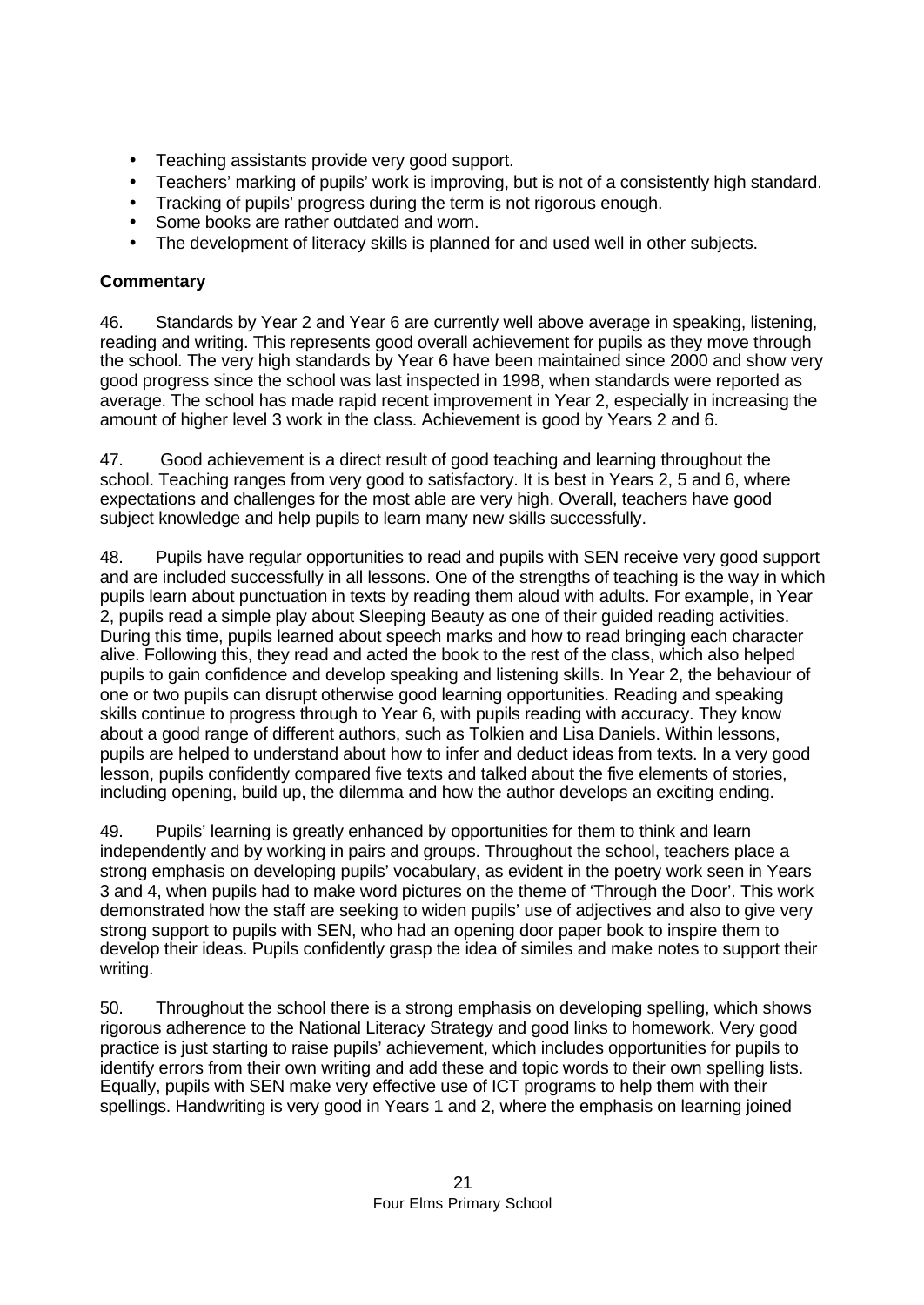- Teaching assistants provide very good support.
- Teachers' marking of pupils' work is improving, but is not of a consistently high standard.
- Tracking of pupils' progress during the term is not rigorous enough.
- Some books are rather outdated and worn.
- The development of literacy skills is planned for and used well in other subjects.

**Commentary**

46. Standards by Year 2 and Year 6 are currently well above average in speaking, listening, reading and writing. This represents good overall achievement for pupils as they move through the school. The very high standards by Year 6 have been maintained since 2000 and show very good progress since the school was last inspected in 1998, when standards were reported as average. The school has made rapid recent improvement in Year 2, especially in increasing the amount of higher level 3 work in the class. Achievement is good by Years 2 and 6.

47. Good achievement is a direct result of good teaching and learning throughout the school. Teaching ranges from very good to satisfactory. It is best in Years 2, 5 and 6, where expectations and challenges for the most able are very high. Overall, teachers have good subject knowledge and help pupils to learn many new skills successfully.

48. Pupils have regular opportunities to read and pupils with SEN receive very good support and are included successfully in all lessons. One of the strengths of teaching is the way in which pupils learn about punctuation in texts by reading them aloud with adults. For example, in Year 2, pupils read a simple play about Sleeping Beauty as one of their guided reading activities. During this time, pupils learned about speech marks and how to read bringing each character alive. Following this, they read and acted the book to the rest of the class, which also helped pupils to gain confidence and develop speaking and listening skills. In Year 2, the behaviour of one or two pupils can disrupt otherwise good learning opportunities. Reading and speaking skills continue to progress through to Year 6, with pupils reading with accuracy. They know about a good range of different authors, such as Tolkien and Lisa Daniels. Within lessons, pupils are helped to understand about how to infer and deduct ideas from texts. In a very good lesson, pupils confidently compared five texts and talked about the five elements of stories, including opening, build up, the dilemma and how the author develops an exciting ending.

49. Pupils' learning is greatly enhanced by opportunities for them to think and learn independently and by working in pairs and groups. Throughout the school, teachers place a strong emphasis on developing pupils' vocabulary, as evident in the poetry work seen in Years 3 and 4, when pupils had to make word pictures on the theme of 'Through the Door'. This work demonstrated how the staff are seeking to widen pupils' use of adjectives and also to give very strong support to pupils with SEN, who had an opening door paper book to inspire them to develop their ideas. Pupils confidently grasp the idea of similes and make notes to support their writing.

50. Throughout the school there is a strong emphasis on developing spelling, which shows rigorous adherence to the National Literacy Strategy and good links to homework. Very good practice is just starting to raise pupils' achievement, which includes opportunities for pupils to identify errors from their own writing and add these and topic words to their own spelling lists. Equally, pupils with SEN make very effective use of ICT programs to help them with their spellings. Handwriting is very good in Years 1 and 2, where the emphasis on learning joined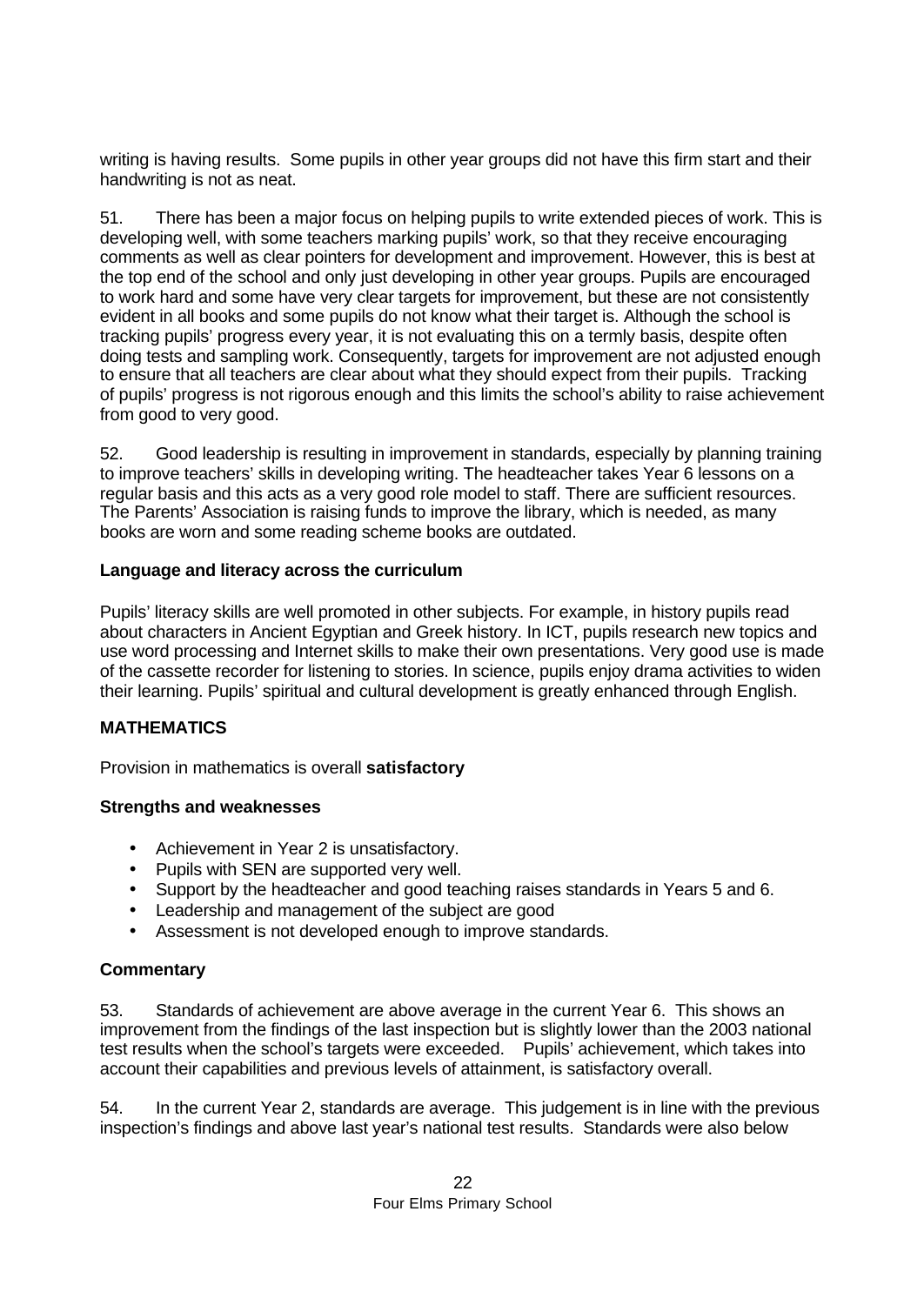writing is having results. Some pupils in other year groups did not have this firm start and their handwriting is not as neat.

51. There has been a major focus on helping pupils to write extended pieces of work. This is developing well, with some teachers marking pupils' work, so that they receive encouraging comments as well as clear pointers for development and improvement. However, this is best at the top end of the school and only just developing in other year groups. Pupils are encouraged to work hard and some have very clear targets for improvement, but these are not consistently evident in all books and some pupils do not know what their target is. Although the school is tracking pupils' progress every year, it is not evaluating this on a termly basis, despite often doing tests and sampling work. Consequently, targets for improvement are not adjusted enough to ensure that all teachers are clear about what they should expect from their pupils. Tracking of pupils' progress is not rigorous enough and this limits the school's ability to raise achievement from good to very good.

52. Good leadership is resulting in improvement in standards, especially by planning training to improve teachers' skills in developing writing. The headteacher takes Year 6 lessons on a regular basis and this acts as a very good role model to staff. There are sufficient resources. The Parents' Association is raising funds to improve the library, which is needed, as many books are worn and some reading scheme books are outdated.

### Language and literacy across the curriculum

Pupils' literacy skills are well promoted in other subjects. For example, in history pupils read about characters in Ancient Egyptian and Greek history. In ICT, pupils research new topics and use word processing and Internet skills to make their own presentations. Very good use is made of the cassette recorder for listening to stories. In science, pupils enjoy drama activities to widen their learning. Pupils' spiritual and cultural development is greatly enhanced through English.

## MATHEMATICS

Provision in mathematics is overall **satisfactory**

### Strengths and weaknesses

- Achievement in Year 2 is unsatisfactory.
- Pupils with SEN are supported very well.
- Support by the headteacher and good teaching raises standards in Years 5 and 6.
- Leadership and management of the subject are good
- Assessment is not developed enough to improve standards.

### Commentary

53. Standards of achievement are above average in the current Year 6. This shows an improvement from the findings of the last inspection but is slightly lower than the 2003 national test results when the school's targets were exceeded. Pupils' achievement, which takes into account their capabilities and previous levels of attainment, is satisfactory overall.

54. In the current Year 2, standards are average. This judgement is in line with the previous inspection's findings and above last year's national test results. Standards were also below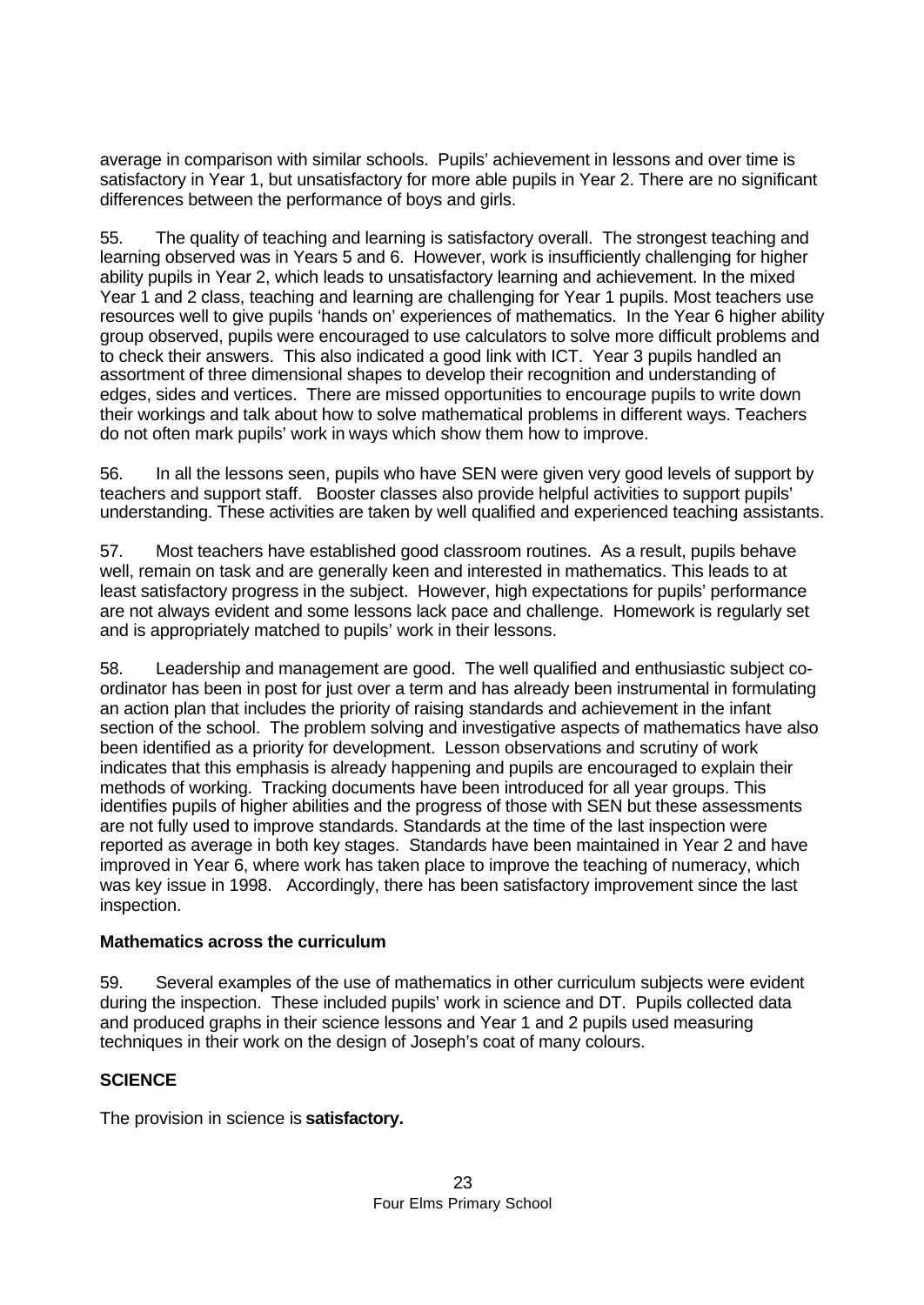average in comparison with similar schools. Pupils' achievement in lessons and over time is satisfactory in Year 1, but unsatisfactory for more able pupils in Year 2. There are no significant differences between the performance of boys and girls.

55. The quality of teaching and learning is satisfactory overall. The strongest teaching and learning observed was in Years 5 and 6. However, work is insufficiently challenging for higher ability pupils in Year 2, which leads to unsatisfactory learning and achievement. In the mixed Year 1 and 2 class, teaching and learning are challenging for Year 1 pupils. Most teachers use resources well to give pupils 'hands on' experiences of mathematics. In the Year 6 higher ability group observed, pupils were encouraged to use calculators to solve more difficult problems and to check their answers. This also indicated a good link with ICT. Year 3 pupils handled an assortment of three dimensional shapes to develop their recognition and understanding of edges, sides and vertices. There are missed opportunities to encourage pupils to write down their workings and talk about how to solve mathematical problems in different ways. Teachers do not often mark pupils' work in ways which show them how to improve.

56. In all the lessons seen, pupils who have SEN were given very good levels of support by teachers and support staff. Booster classes also provide helpful activities to support pupils' understanding. These activities are taken by well qualified and experienced teaching assistants.

57. Most teachers have established good classroom routines. As a result, pupils behave well, remain on task and are generally keen and interested in mathematics. This leads to at least satisfactory progress in the subject. However, high expectations for pupils' performance are not always evident and some lessons lack pace and challenge. Homework is regularly set and is appropriately matched to pupils' work in their lessons.

58. Leadership and management are good. The well qualified and enthusiastic subject co-ordinator has been in post for just over a term and has already been instrumental in formulating an action plan that includes the priority of raising standards and achievement in the infant section of the school. The problem solving and investigative aspects of mathematics have also been identified as a priority for development. Lesson observations and scrutiny of work indicates that this emphasis is already happening and pupils are encouraged to explain their methods of working. Tracking documents have been introduced for all year groups. This identifies pupils of higher abilities and the progress of those with SEN but these assessments are not fully used to improve standards. Standards at the time of the last inspection were reported as average in both key stages. Standards have been maintained in Year 2 and have improved in Year 6, where work has taken place to improve the teaching of numeracy, which was key issue in 1998. Accordingly, there has been satisfactory improvement since the last inspection.

### Mathematics across the curriculum

59. Several examples of the use of mathematics in other curriculum subjects were evident during the inspection. These included pupils' work in science and DT. Pupils collected data and produced graphs in their science lessons and Year 1 and 2 pupils used measuring techniques in their work on the design of Joseph's coat of many colours.

## SCIENCE

The provision in science is **satisfactory.**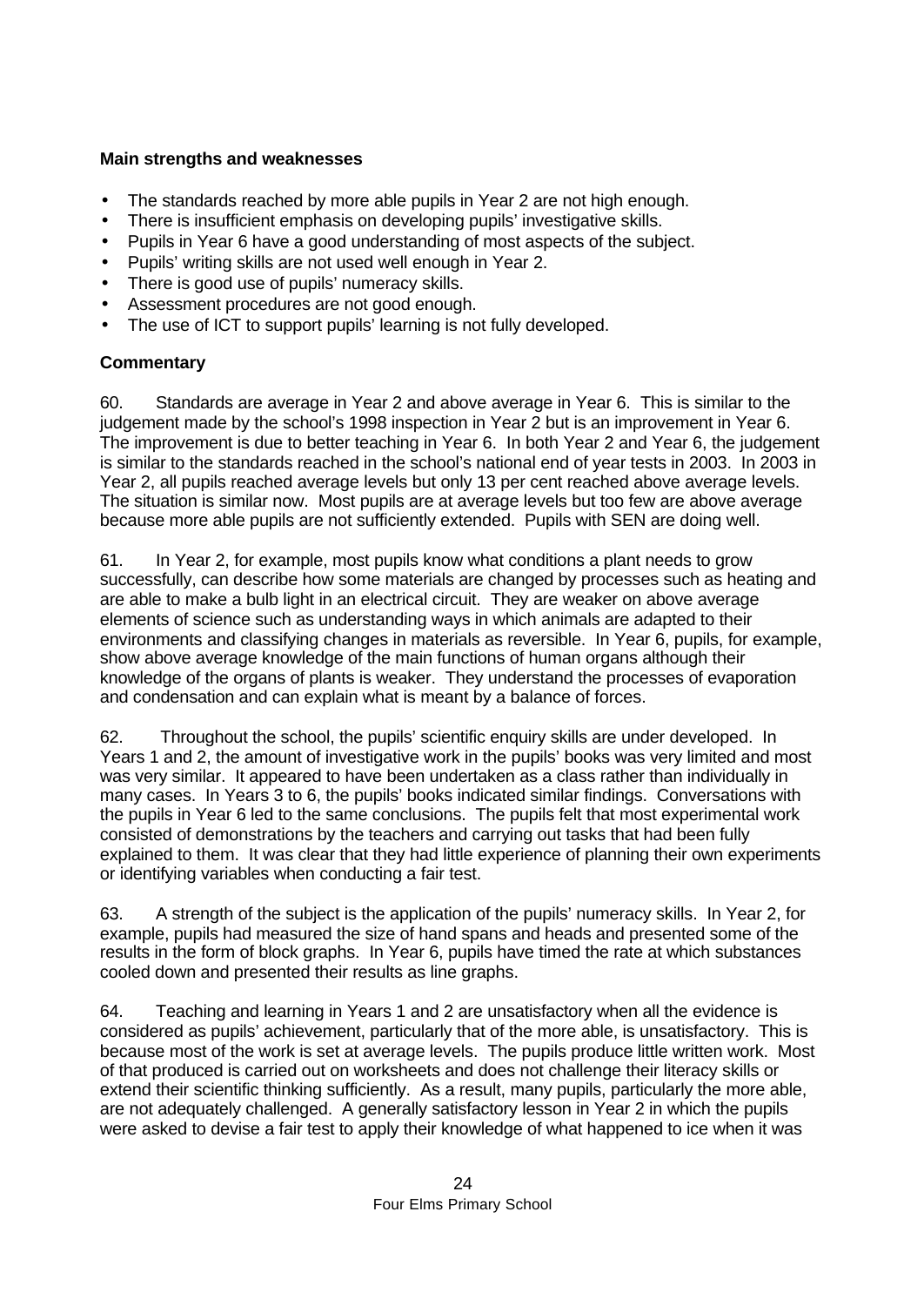**Main strengths and weaknesses**

- The standards reached by more able pupils in Year 2 are not high enough.
- There is insufficient emphasis on developing pupils' investigative skills.
- Pupils in Year 6 have a good understanding of most aspects of the subject.
- Pupils' writing skills are not used well enough in Year 2.
- There is good use of pupils' numeracy skills.
- Assessment procedures are not good enough.
- The use of ICT to support pupils' learning is not fully developed.

**Commentary**

60. Standards are average in Year 2 and above average in Year 6. This is similar to the judgement made by the school's 1998 inspection in Year 2 but is an improvement in Year 6. The improvement is due to better teaching in Year 6. In both Year 2 and Year 6, the judgement is similar to the standards reached in the school's national end of year tests in 2003. In 2003 in Year 2, all pupils reached average levels but only 13 per cent reached above average levels. The situation is similar now. Most pupils are at average levels but too few are above average because more able pupils are not sufficiently extended. Pupils with SEN are doing well.

61. In Year 2, for example, most pupils know what conditions a plant needs to grow successfully, can describe how some materials are changed by processes such as heating and are able to make a bulb light in an electrical circuit. They are weaker on above average elements of science such as understanding ways in which animals are adapted to their environments and classifying changes in materials as reversible. In Year 6, pupils, for example, show above average knowledge of the main functions of human organs although their knowledge of the organs of plants is weaker. They understand the processes of evaporation and condensation and can explain what is meant by a balance of forces.

62. Throughout the school, the pupils' scientific enquiry skills are under developed. In Years 1 and 2, the amount of investigative work in the pupils' books was very limited and most was very similar. It appeared to have been undertaken as a class rather than individually in many cases. In Years 3 to 6, the pupils' books indicated similar findings. Conversations with the pupils in Year 6 led to the same conclusions. The pupils felt that most experimental work consisted of demonstrations by the teachers and carrying out tasks that had been fully explained to them. It was clear that they had little experience of planning their own experiments or identifying variables when conducting a fair test.

63. A strength of the subject is the application of the pupils' numeracy skills. In Year 2, for example, pupils had measured the size of hand spans and heads and presented some of the results in the form of block graphs. In Year 6, pupils have timed the rate at which substances cooled down and presented their results as line graphs.

64. Teaching and learning in Years 1 and 2 are unsatisfactory when all the evidence is considered as pupils' achievement, particularly that of the more able, is unsatisfactory. This is because most of the work is set at average levels. The pupils produce little written work. Most of that produced is carried out on worksheets and does not challenge their literacy skills or extend their scientific thinking sufficiently. As a result, many pupils, particularly the more able, are not adequately challenged. A generally satisfactory lesson in Year 2 in which the pupils were asked to devise a fair test to apply their knowledge of what happened to ice when it was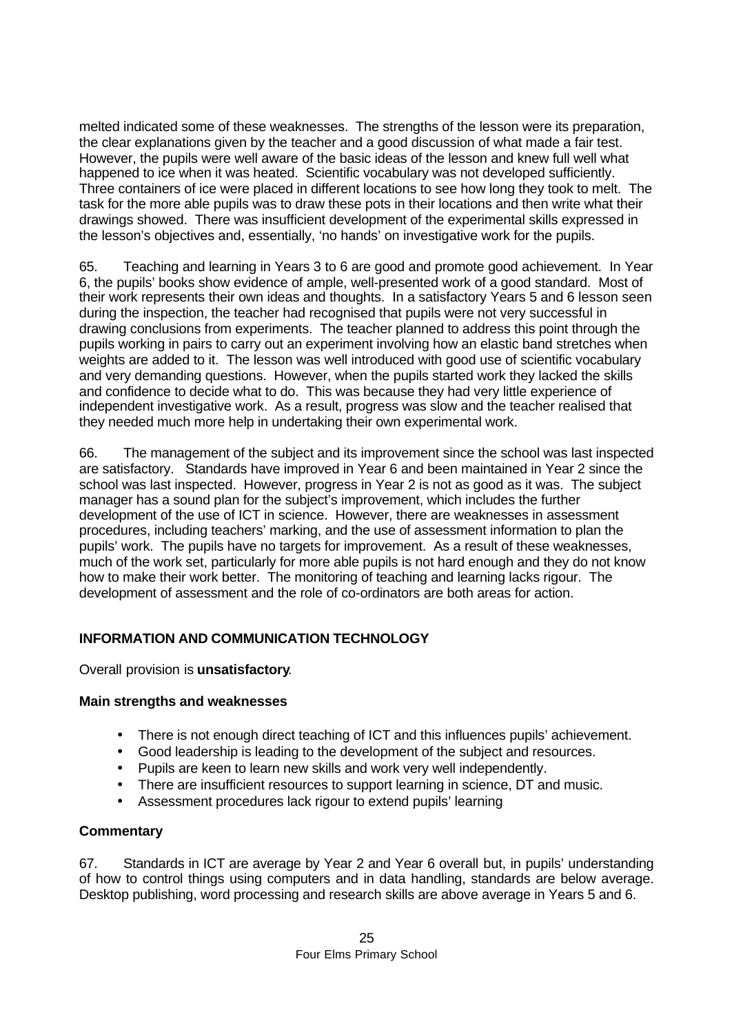melted indicated some of these weaknesses. The strengths of the lesson were its preparation, the clear explanations given by the teacher and a good discussion of what made a fair test. However, the pupils were well aware of the basic ideas of the lesson and knew full well what happened to ice when it was heated. Scientific vocabulary was not developed sufficiently. Three containers of ice were placed in different locations to see how long they took to melt. The task for the more able pupils was to draw these pots in their locations and then write what their drawings showed. There was insufficient development of the experimental skills expressed in the lesson's objectives and, essentially, 'no hands' on investigative work for the pupils.

65. Teaching and learning in Years 3 to 6 are good and promote good achievement. In Year 6, the pupils' books show evidence of ample, well-presented work of a good standard. Most of their work represents their own ideas and thoughts. In a satisfactory Years 5 and 6 lesson seen during the inspection, the teacher had recognised that pupils were not very successful in drawing conclusions from experiments. The teacher planned to address this point through the pupils working in pairs to carry out an experiment involving how an elastic band stretches when weights are added to it. The lesson was well introduced with good use of scientific vocabulary and very demanding questions. However, when the pupils started work they lacked the skills and confidence to decide what to do. This was because they had very little experience of independent investigative work. As a result, progress was slow and the teacher realised that they needed much more help in undertaking their own experimental work.

66. The management of the subject and its improvement since the school was last inspected are satisfactory. Standards have improved in Year 6 and been maintained in Year 2 since the school was last inspected. However, progress in Year 2 is not as good as it was. The subject manager has a sound plan for the subject's improvement, which includes the further development of the use of ICT in science. However, there are weaknesses in assessment procedures, including teachers' marking, and the use of assessment information to plan the pupils' work. The pupils have no targets for improvement. As a result of these weaknesses, much of the work set, particularly for more able pupils is not hard enough and they do not know how to make their work better. The monitoring of teaching and learning lacks rigour. The development of assessment and the role of co-ordinators are both areas for action.

## INFORMATION AND COMMUNICATION TECHNOLOGY

Overall provision is **unsatisfactory**.

### Main strengths and weaknesses

- There is not enough direct teaching of ICT and this influences pupils' achievement.
- Good leadership is leading to the development of the subject and resources.
- Pupils are keen to learn new skills and work very well independently.
- There are insufficient resources to support learning in science, DT and music.
- Assessment procedures lack rigour to extend pupils' learning

### Commentary

67. Standards in ICT are average by Year 2 and Year 6 overall but, in pupils' understanding of how to control things using computers and in data handling, standards are below average. Desktop publishing, word processing and research skills are above average in Years 5 and 6.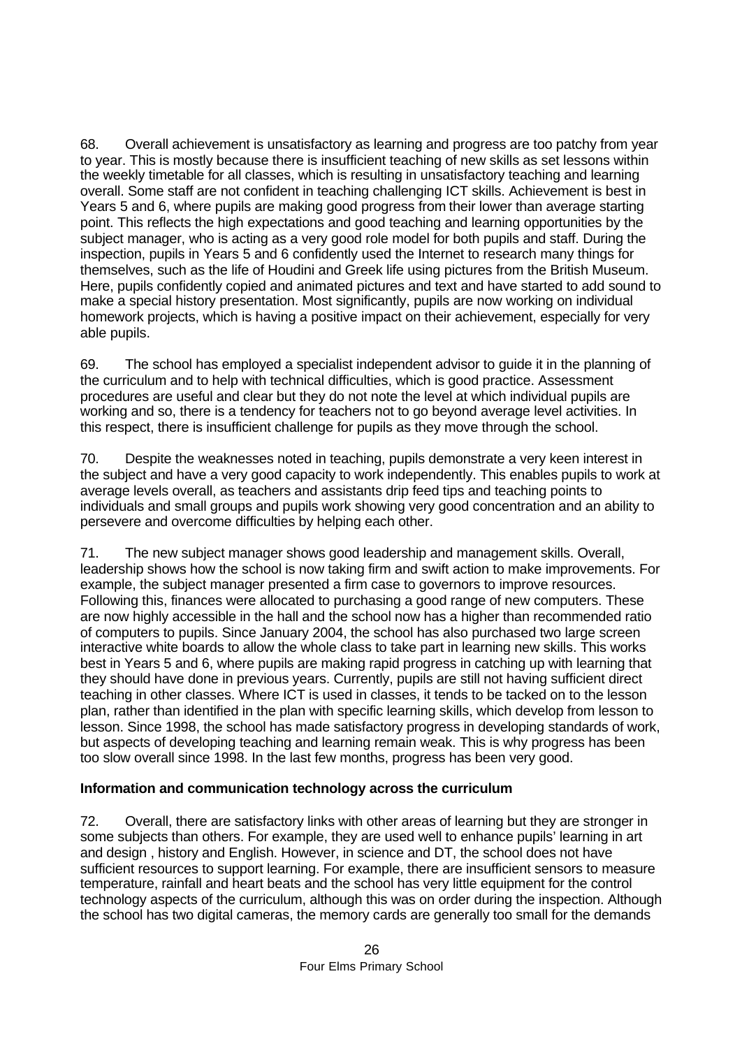68. Overall achievement is unsatisfactory as learning and progress are too patchy from year to year. This is mostly because there is insufficient teaching of new skills as set lessons within the weekly timetable for all classes, which is resulting in unsatisfactory teaching and learning overall. Some staff are not confident in teaching challenging ICT skills. Achievement is best in Years 5 and 6, where pupils are making good progress from their lower than average starting point. This reflects the high expectations and good teaching and learning opportunities by the subject manager, who is acting as a very good role model for both pupils and staff. During the inspection, pupils in Years 5 and 6 confidently used the Internet to research many things for themselves, such as the life of Houdini and Greek life using pictures from the British Museum. Here, pupils confidently copied and animated pictures and text and have started to add sound to make a special history presentation. Most significantly, pupils are now working on individual homework projects, which is having a positive impact on their achievement, especially for very able pupils.

69. The school has employed a specialist independent advisor to guide it in the planning of the curriculum and to help with technical difficulties, which is good practice. Assessment procedures are useful and clear but they do not note the level at which individual pupils are working and so, there is a tendency for teachers not to go beyond average level activities. In this respect, there is insufficient challenge for pupils as they move through the school.

70. Despite the weaknesses noted in teaching, pupils demonstrate a very keen interest in the subject and have a very good capacity to work independently. This enables pupils to work at average levels overall, as teachers and assistants drip feed tips and teaching points to individuals and small groups and pupils work showing very good concentration and an ability to persevere and overcome difficulties by helping each other.

71. The new subject manager shows good leadership and management skills. Overall, leadership shows how the school is now taking firm and swift action to make improvements. For example, the subject manager presented a firm case to governors to improve resources. Following this, finances were allocated to purchasing a good range of new computers. These are now highly accessible in the hall and the school now has a higher than recommended ratio of computers to pupils. Since January 2004, the school has also purchased two large screen interactive white boards to allow the whole class to take part in learning new skills. This works best in Years 5 and 6, where pupils are making rapid progress in catching up with learning that they should have done in previous years. Currently, pupils are still not having sufficient direct teaching in other classes. Where ICT is used in classes, it tends to be tacked on to the lesson plan, rather than identified in the plan with specific learning skills, which develop from lesson to lesson. Since 1998, the school has made satisfactory progress in developing standards of work, but aspects of developing teaching and learning remain weak. This is why progress has been too slow overall since 1998. In the last few months, progress has been very good.

**Information and communication technology across the curriculum**

72. Overall, there are satisfactory links with other areas of learning but they are stronger in some subjects than others. For example, they are used well to enhance pupils' learning in art and design , history and English. However, in science and DT, the school does not have sufficient resources to support learning. For example, there are insufficient sensors to measure temperature, rainfall and heart beats and the school has very little equipment for the control technology aspects of the curriculum, although this was on order during the inspection. Although the school has two digital cameras, the memory cards are generally too small for the demands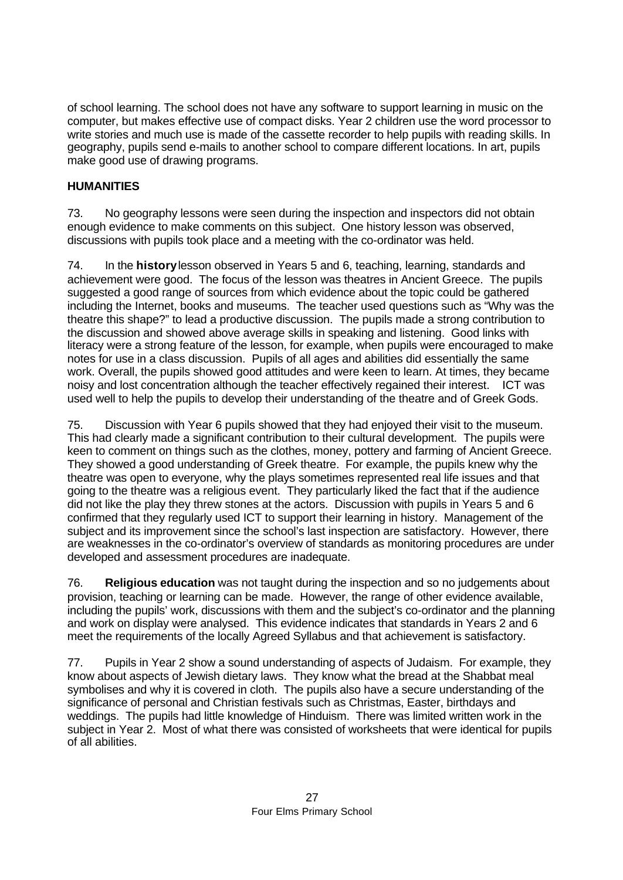of school learning. The school does not have any software to support learning in music on the computer, but makes effective use of compact disks. Year 2 children use the word processor to write stories and much use is made of the cassette recorder to help pupils with reading skills. In geography, pupils send e-mails to another school to compare different locations. In art, pupils make good use of drawing programs.

## HUMANITIES

73. No geography lessons were seen during the inspection and inspectors did not obtain enough evidence to make comments on this subject. One history lesson was observed, discussions with pupils took place and a meeting with the co-ordinator was held.

74. In the **history** lesson observed in Years 5 and 6, teaching, learning, standards and achievement were good. The focus of the lesson was theatres in Ancient Greece. The pupils suggested a good range of sources from which evidence about the topic could be gathered including the Internet, books and museums. The teacher used questions such as "Why was the theatre this shape?" to lead a productive discussion. The pupils made a strong contribution to the discussion and showed above average skills in speaking and listening. Good links with literacy were a strong feature of the lesson, for example, when pupils were encouraged to make notes for use in a class discussion. Pupils of all ages and abilities did essentially the same work. Overall, the pupils showed good attitudes and were keen to learn. At times, they became noisy and lost concentration although the teacher effectively regained their interest. ICT was used well to help the pupils to develop their understanding of the theatre and of Greek Gods.

75. Discussion with Year 6 pupils showed that they had enjoyed their visit to the museum. This had clearly made a significant contribution to their cultural development. The pupils were keen to comment on things such as the clothes, money, pottery and farming of Ancient Greece. They showed a good understanding of Greek theatre. For example, the pupils knew why the theatre was open to everyone, why the plays sometimes represented real life issues and that going to the theatre was a religious event. They particularly liked the fact that if the audience did not like the play they threw stones at the actors. Discussion with pupils in Years 5 and 6 confirmed that they regularly used ICT to support their learning in history. Management of the subject and its improvement since the school's last inspection are satisfactory. However, there are weaknesses in the co-ordinator's overview of standards as monitoring procedures are under developed and assessment procedures are inadequate.

76. **Religious education** was not taught during the inspection and so no judgements about provision, teaching or learning can be made. However, the range of other evidence available, including the pupils' work, discussions with them and the subject's co-ordinator and the planning and work on display were analysed. This evidence indicates that standards in Years 2 and 6 meet the requirements of the locally Agreed Syllabus and that achievement is satisfactory.

77. Pupils in Year 2 show a sound understanding of aspects of Judaism. For example, they know about aspects of Jewish dietary laws. They know what the bread at the Shabbat meal symbolises and why it is covered in cloth. The pupils also have a secure understanding of the significance of personal and Christian festivals such as Christmas, Easter, birthdays and weddings. The pupils had little knowledge of Hinduism. There was limited written work in the subject in Year 2. Most of what there was consisted of worksheets that were identical for pupils of all abilities.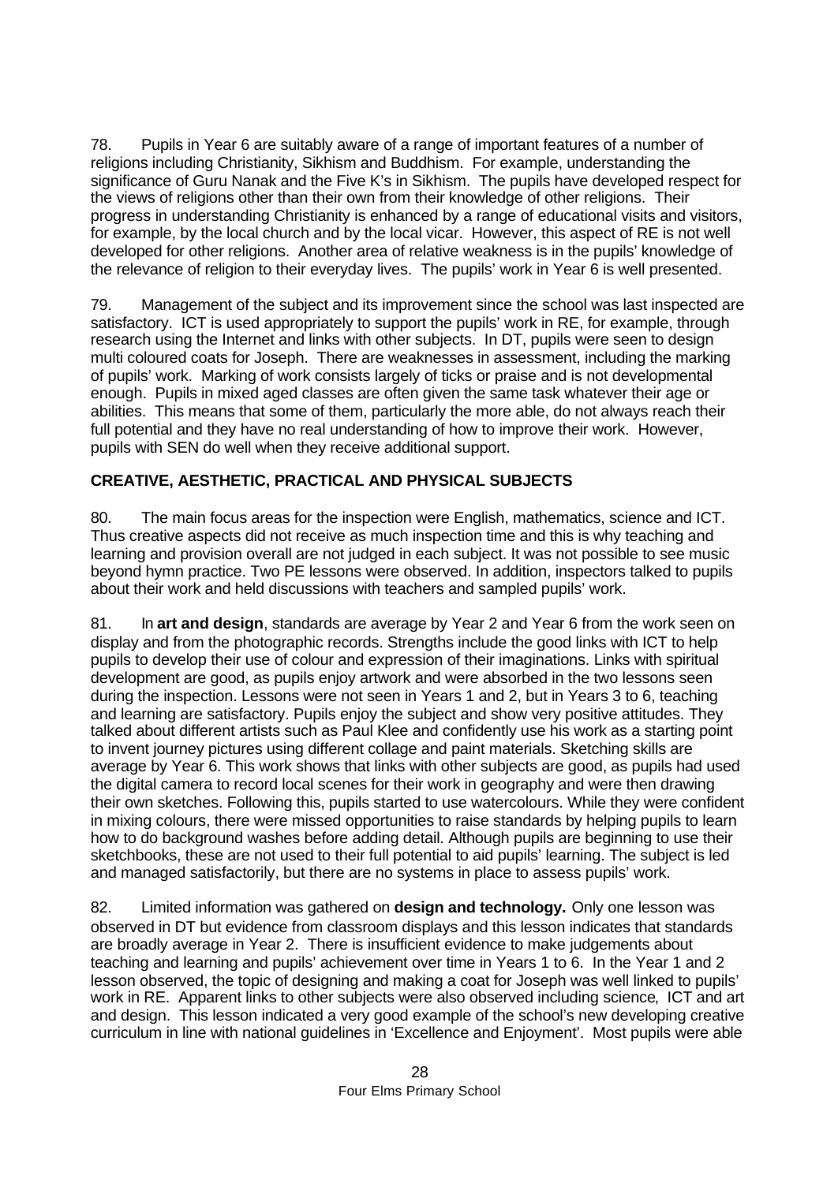78. Pupils in Year 6 are suitably aware of a range of important features of a number of religions including Christianity, Sikhism and Buddhism. For example, understanding the significance of Guru Nanak and the Five K's in Sikhism. The pupils have developed respect for the views of religions other than their own from their knowledge of other religions. Their progress in understanding Christianity is enhanced by a range of educational visits and visitors, for example, by the local church and by the local vicar. However, this aspect of RE is not well developed for other religions. Another area of relative weakness is in the pupils' knowledge of the relevance of religion to their everyday lives. The pupils' work in Year 6 is well presented.

79. Management of the subject and its improvement since the school was last inspected are satisfactory. ICT is used appropriately to support the pupils' work in RE, for example, through research using the Internet and links with other subjects. In DT, pupils were seen to design multi coloured coats for Joseph. There are weaknesses in assessment, including the marking of pupils' work. Marking of work consists largely of ticks or praise and is not developmental enough. Pupils in mixed aged classes are often given the same task whatever their age or abilities. This means that some of them, particularly the more able, do not always reach their full potential and they have no real understanding of how to improve their work. However, pupils with SEN do well when they receive additional support.

## CREATIVE, AESTHETIC, PRACTICAL AND PHYSICAL SUBJECTS

80. The main focus areas for the inspection were English, mathematics, science and ICT. Thus creative aspects did not receive as much inspection time and this is why teaching and learning and provision overall are not judged in each subject. It was not possible to see music beyond hymn practice. Two PE lessons were observed. In addition, inspectors talked to pupils about their work and held discussions with teachers and sampled pupils' work.

81. In **art and design**, standards are average by Year 2 and Year 6 from the work seen on display and from the photographic records. Strengths include the good links with ICT to help pupils to develop their use of colour and expression of their imaginations. Links with spiritual development are good, as pupils enjoy artwork and were absorbed in the two lessons seen during the inspection. Lessons were not seen in Years 1 and 2, but in Years 3 to 6, teaching and learning are satisfactory. Pupils enjoy the subject and show very positive attitudes. They talked about different artists such as Paul Klee and confidently use his work as a starting point to invent journey pictures using different collage and paint materials. Sketching skills are average by Year 6. This work shows that links with other subjects are good, as pupils had used the digital camera to record local scenes for their work in geography and were then drawing their own sketches. Following this, pupils started to use watercolours. While they were confident in mixing colours, there were missed opportunities to raise standards by helping pupils to learn how to do background washes before adding detail. Although pupils are beginning to use their sketchbooks, these are not used to their full potential to aid pupils' learning. The subject is led and managed satisfactorily, but there are no systems in place to assess pupils' work.

82. Limited information was gathered on **design and technology.** Only one lesson was observed in DT but evidence from classroom displays and this lesson indicates that standards are broadly average in Year 2. There is insufficient evidence to make judgements about teaching and learning and pupils' achievement over time in Years 1 to 6. In the Year 1 and 2 lesson observed, the topic of designing and making a coat for Joseph was well linked to pupils' work in RE. Apparent links to other subjects were also observed including science, ICT and art and design. This lesson indicated a very good example of the school's new developing creative curriculum in line with national guidelines in 'Excellence and Enjoyment'. Most pupils were able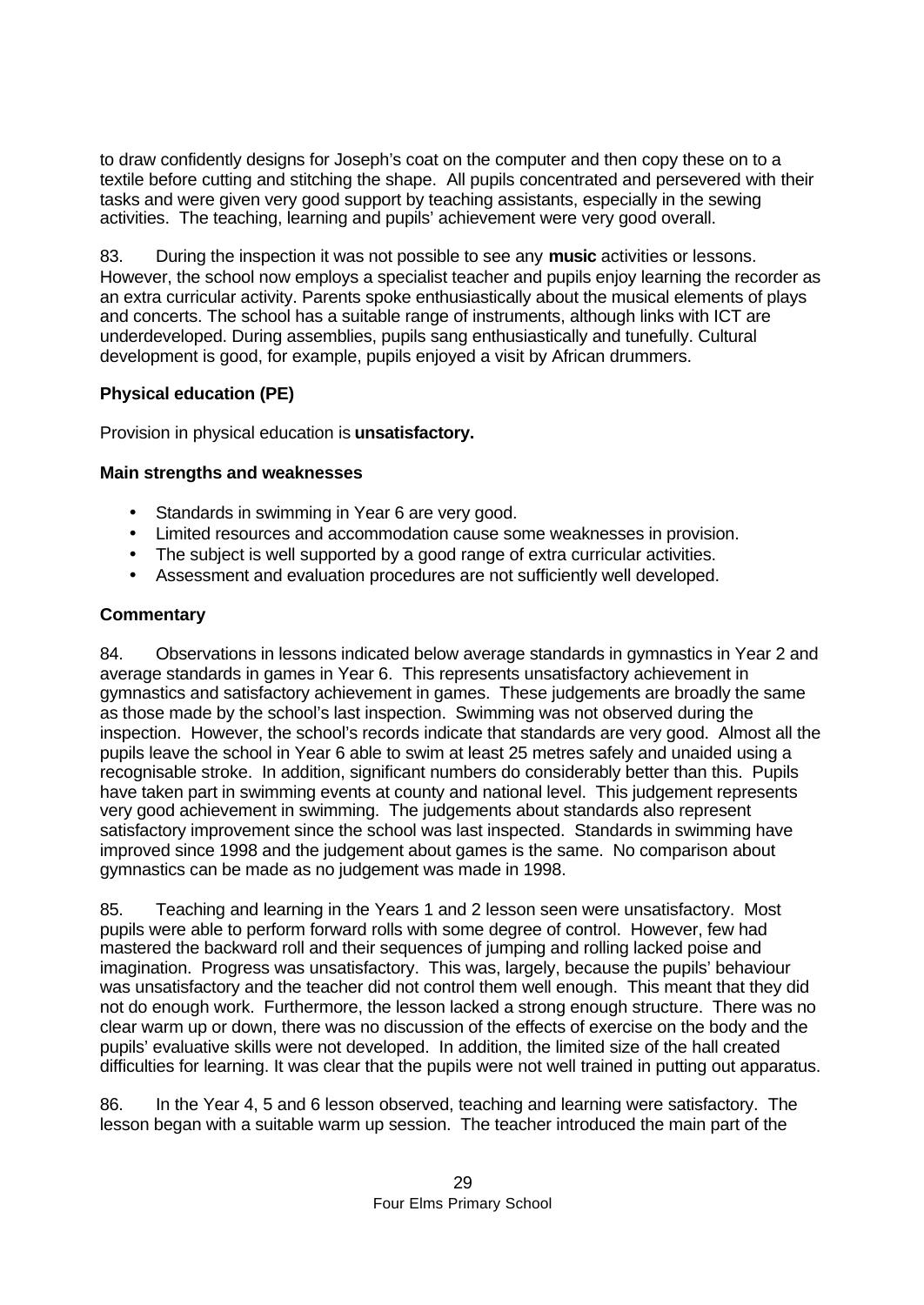to draw confidently designs for Joseph's coat on the computer and then copy these on to a textile before cutting and stitching the shape. All pupils concentrated and persevered with their tasks and were given very good support by teaching assistants, especially in the sewing activities. The teaching, learning and pupils' achievement were very good overall.

83. During the inspection it was not possible to see any **music** activities or lessons. However, the school now employs a specialist teacher and pupils enjoy learning the recorder as an extra curricular activity. Parents spoke enthusiastically about the musical elements of plays and concerts. The school has a suitable range of instruments, although links with ICT are underdeveloped. During assemblies, pupils sang enthusiastically and tunefully. Cultural development is good, for example, pupils enjoyed a visit by African drummers.

### Physical education (PE)

Provision in physical education is **unsatisfactory.**

#### Main strengths and weaknesses

- Standards in swimming in Year 6 are very good.
- Limited resources and accommodation cause some weaknesses in provision.
- The subject is well supported by a good range of extra curricular activities.
- Assessment and evaluation procedures are not sufficiently well developed.

#### Commentary

84. Observations in lessons indicated below average standards in gymnastics in Year 2 and average standards in games in Year 6. This represents unsatisfactory achievement in gymnastics and satisfactory achievement in games. These judgements are broadly the same as those made by the school's last inspection. Swimming was not observed during the inspection. However, the school's records indicate that standards are very good. Almost all the pupils leave the school in Year 6 able to swim at least 25 metres safely and unaided using a recognisable stroke. In addition, significant numbers do considerably better than this. Pupils have taken part in swimming events at county and national level. This judgement represents very good achievement in swimming. The judgements about standards also represent satisfactory improvement since the school was last inspected. Standards in swimming have improved since 1998 and the judgement about games is the same. No comparison about gymnastics can be made as no judgement was made in 1998.

85. Teaching and learning in the Years 1 and 2 lesson seen were unsatisfactory. Most pupils were able to perform forward rolls with some degree of control. However, few had mastered the backward roll and their sequences of jumping and rolling lacked poise and imagination. Progress was unsatisfactory. This was, largely, because the pupils' behaviour was unsatisfactory and the teacher did not control them well enough. This meant that they did not do enough work. Furthermore, the lesson lacked a strong enough structure. There was no clear warm up or down, there was no discussion of the effects of exercise on the body and the pupils' evaluative skills were not developed. In addition, the limited size of the hall created difficulties for learning. It was clear that the pupils were not well trained in putting out apparatus.

86. In the Year 4, 5 and 6 lesson observed, teaching and learning were satisfactory. The lesson began with a suitable warm up session. The teacher introduced the main part of the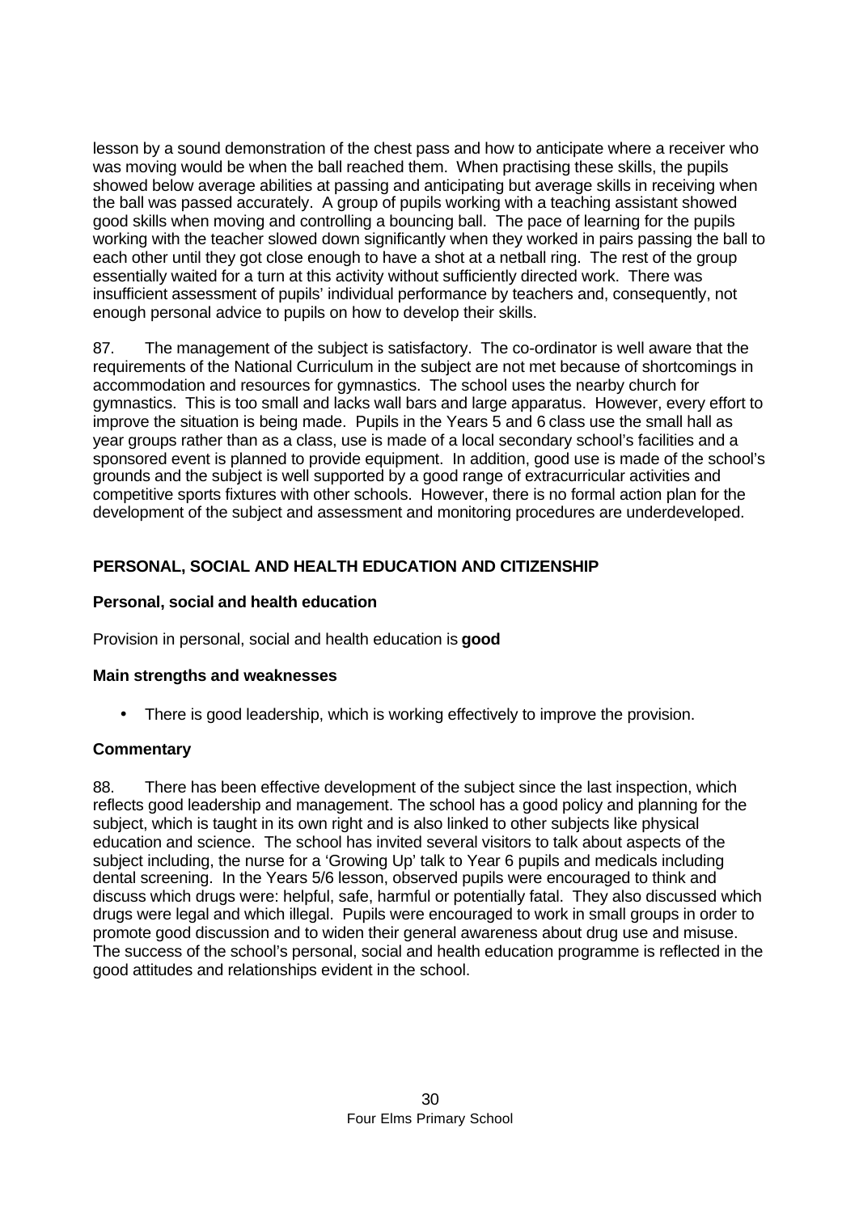lesson by a sound demonstration of the chest pass and how to anticipate where a receiver who was moving would be when the ball reached them. When practising these skills, the pupils showed below average abilities at passing and anticipating but average skills in receiving when the ball was passed accurately. A group of pupils working with a teaching assistant showed good skills when moving and controlling a bouncing ball. The pace of learning for the pupils working with the teacher slowed down significantly when they worked in pairs passing the ball to each other until they got close enough to have a shot at a netball ring. The rest of the group essentially waited for a turn at this activity without sufficiently directed work. There was insufficient assessment of pupils' individual performance by teachers and, consequently, not enough personal advice to pupils on how to develop their skills.

87. The management of the subject is satisfactory. The co-ordinator is well aware that the requirements of the National Curriculum in the subject are not met because of shortcomings in accommodation and resources for gymnastics. The school uses the nearby church for gymnastics. This is too small and lacks wall bars and large apparatus. However, every effort to improve the situation is being made. Pupils in the Years 5 and 6 class use the small hall as year groups rather than as a class, use is made of a local secondary school's facilities and a sponsored event is planned to provide equipment. In addition, good use is made of the school's grounds and the subject is well supported by a good range of extracurricular activities and competitive sports fixtures with other schools. However, there is no formal action plan for the development of the subject and assessment and monitoring procedures are underdeveloped.

## PERSONAL, SOCIAL AND HEALTH EDUCATION AND CITIZENSHIP

### Personal, social and health education

Provision in personal, social and health education is **good**

#### Main strengths and weaknesses

- There is good leadership, which is working effectively to improve the provision.

#### Commentary

88. There has been effective development of the subject since the last inspection, which reflects good leadership and management. The school has a good policy and planning for the subject, which is taught in its own right and is also linked to other subjects like physical education and science. The school has invited several visitors to talk about aspects of the subject including, the nurse for a 'Growing Up' talk to Year 6 pupils and medicals including dental screening. In the Years 5/6 lesson, observed pupils were encouraged to think and discuss which drugs were: helpful, safe, harmful or potentially fatal. They also discussed which drugs were legal and which illegal. Pupils were encouraged to work in small groups in order to promote good discussion and to widen their general awareness about drug use and misuse. The success of the school's personal, social and health education programme is reflected in the good attitudes and relationships evident in the school.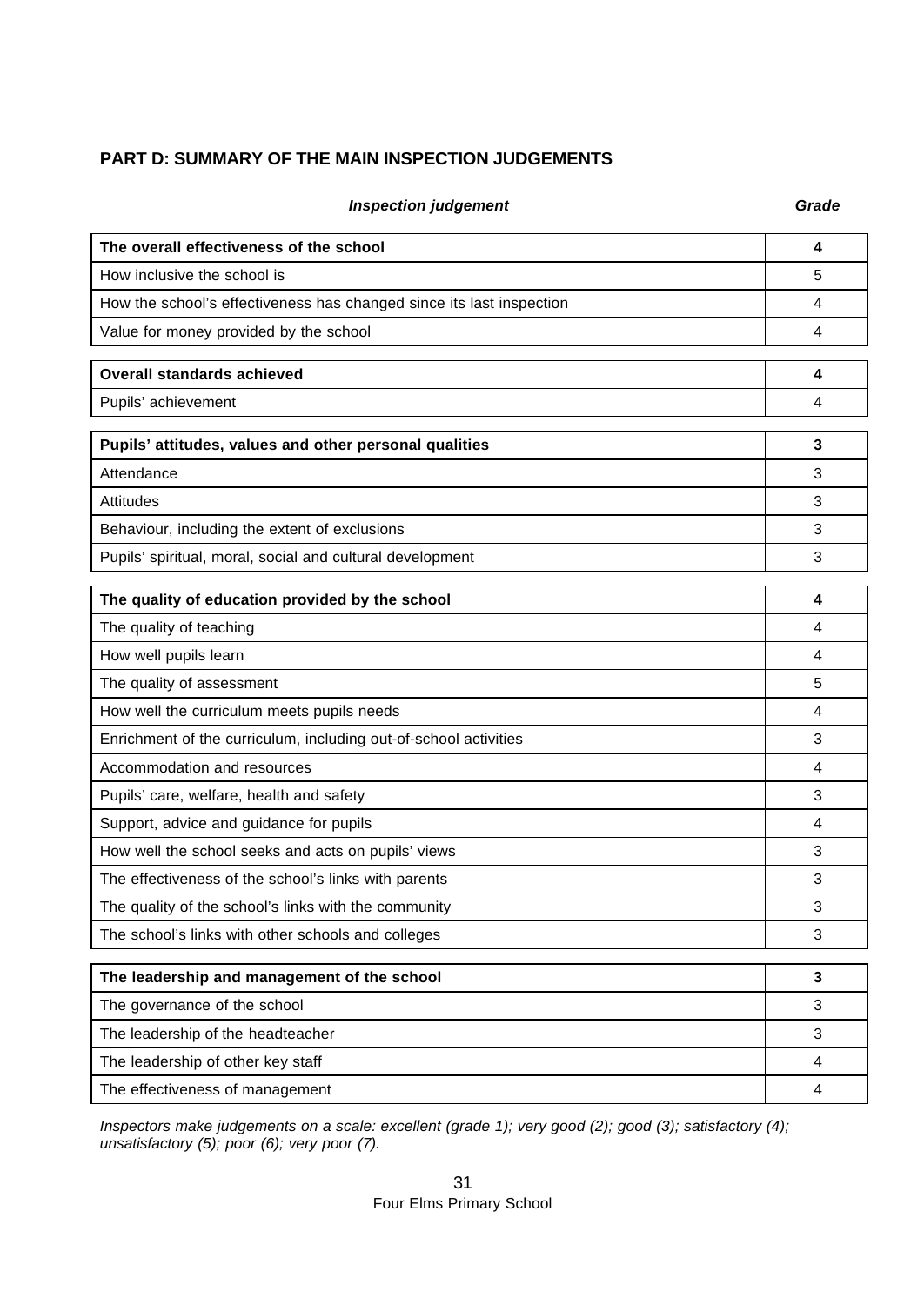## PART D: SUMMARY OF THE MAIN INSPECTION JUDGEMENTS

| *Inspection judgement* | *Grade* |
|---|---|
| **The overall effectiveness of the school** | **4** |
| How inclusive the school is | 5 |
| How the school's effectiveness has changed since its last inspection | 4 |
| Value for money provided by the school | 4 |
| **Overall standards achieved** | **4** |
| Pupils' achievement | 4 |
| **Pupils' attitudes, values and other personal qualities** | **3** |
| Attendance | 3 |
| Attitudes | 3 |
| Behaviour, including the extent of exclusions | 3 |
| Pupils' spiritual, moral, social and cultural development | 3 |
| **The quality of education provided by the school** | **4** |
| The quality of teaching | 4 |
| How well pupils learn | 4 |
| The quality of assessment | 5 |
| How well the curriculum meets pupils needs | 4 |
| Enrichment of the curriculum, including out-of-school activities | 3 |
| Accommodation and resources | 4 |
| Pupils' care, welfare, health and safety | 3 |
| Support, advice and guidance for pupils | 4 |
| How well the school seeks and acts on pupils' views | 3 |
| The effectiveness of the school's links with parents | 3 |
| The quality of the school's links with the community | 3 |
| The school's links with other schools and colleges | 3 |
| **The leadership and management of the school** | **3** |
| The governance of the school | 3 |
| The leadership of the headteacher | 3 |
| The leadership of other key staff | 4 |
| The effectiveness of management | 4 |

*Inspectors make judgements on a scale: excellent (grade 1); very good (2); good (3); satisfactory (4); unsatisfactory (5); poor (6); very poor (7).*